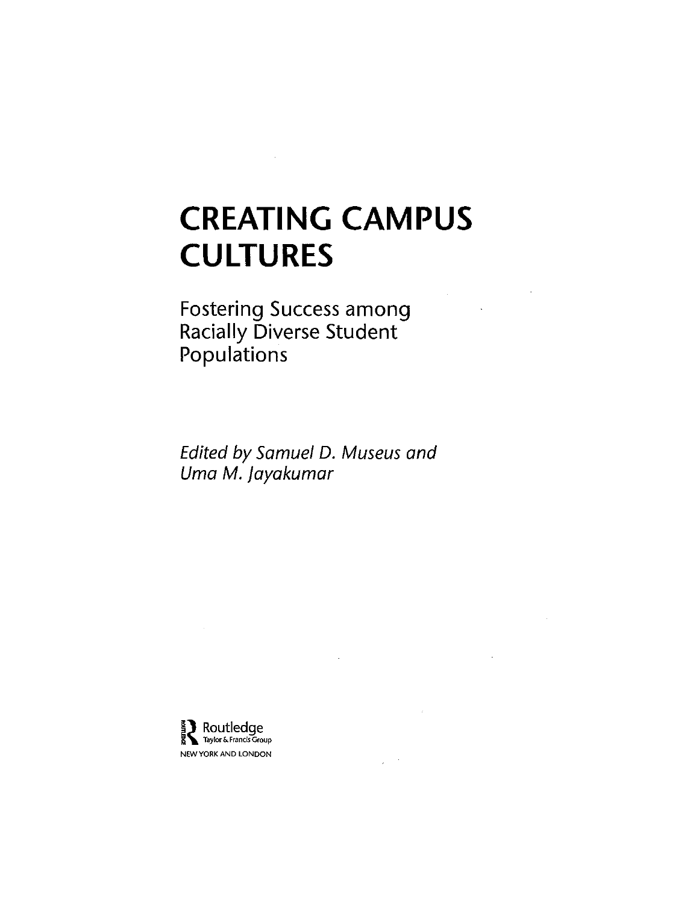# CREATING CAMPUS CULTURES

## Fostering Success among Racially Diverse Student Populations

*Edited by Samuel D. Museus and Uma M. Jayakumar*

Routledge
Taylor & Francis Group
NEW YORK AND LONDON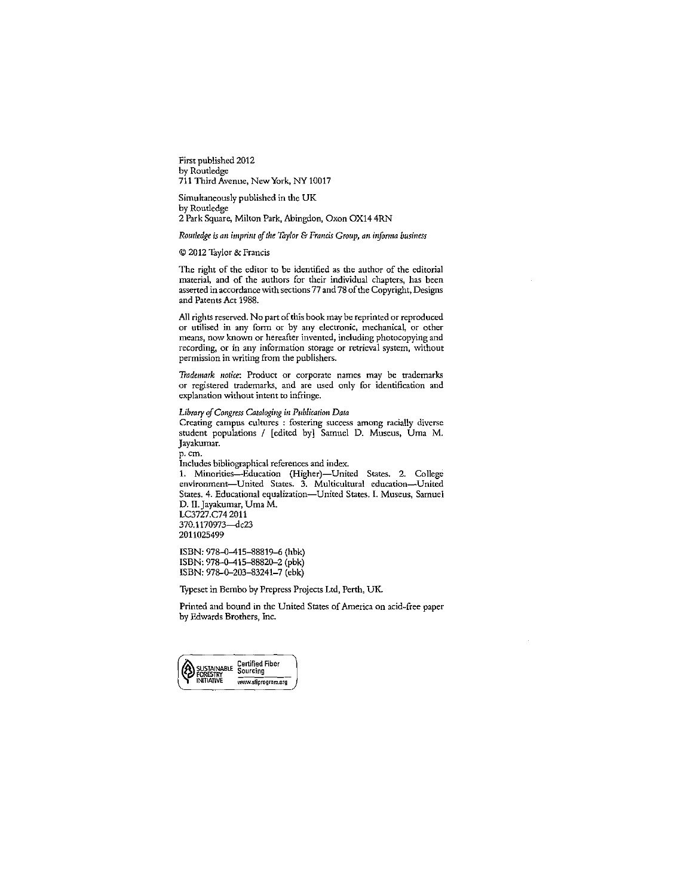First published 2012
by Routledge
711 Third Avenue, New York, NY 10017

Simultaneously published in the UK
by Routledge
2 Park Square, Milton Park, Abingdon, Oxon OX14 4RN

*Routledge is an imprint of the Taylor & Francis Group, an informa business*

© 2012 Taylor & Francis

The right of the editor to be identified as the author of the editorial material, and of the authors for their individual chapters, has been asserted in accordance with sections 77 and 78 of the Copyright, Designs and Patents Act 1988.

All rights reserved. No part of this book may be reprinted or reproduced or utilised in any form or by any electronic, mechanical, or other means, now known or hereafter invented, including photocopying and recording, or in any information storage or retrieval system, without permission in writing from the publishers.

*Trademark notice*: Product or corporate names may be trademarks or registered trademarks, and are used only for identification and explanation without intent to infringe.

*Library of Congress Cataloging in Publication Data*
Creating campus cultures : fostering success among racially diverse student populations / [edited by] Samuel D. Museus, Uma M. Jayakumar.
p. cm.
Includes bibliographical references and index.
1. Minorities—Education (Higher)—United States. 2. College environment—United States. 3. Multicultural education—United States. 4. Educational equalization—United States. I. Museus, Samuel D. II. Jayakumar, Uma M.
LC3727.C74 2011
370.1170973—dc23
2011025499

ISBN: 978–0–415–88819–6 (hbk)
ISBN: 978–0–415–88820–2 (pbk)
ISBN: 978–0–203–83241–7 (ebk)

Typeset in Bembo by Prepress Projects Ltd, Perth, UK.

Printed and bound in the United States of America on acid-free paper by Edwards Brothers, Inc.

SUSTAINABLE FORESTRY INITIATIVE — Certified Fiber Sourcing — www.sfiprogram.org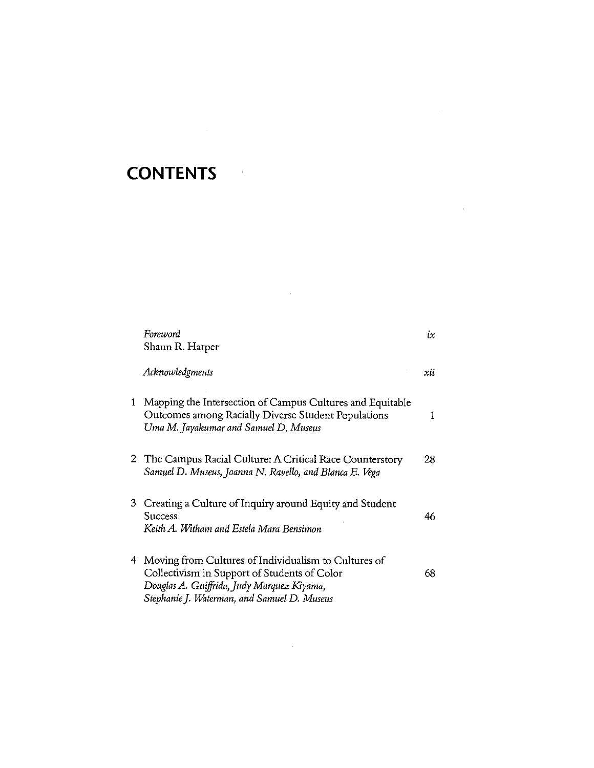# CONTENTS

*Foreword* ix
Shaun R. Harper

*Acknowledgments* xii

1. Mapping the Intersection of Campus Cultures and Equitable Outcomes among Racially Diverse Student Populations 1
   *Uma M. Jayakumar and Samuel D. Museus*

2. The Campus Racial Culture: A Critical Race Counterstory 28
   *Samuel D. Museus, Joanna N. Ravello, and Blanca E. Vega*

3. Creating a Culture of Inquiry around Equity and Student Success 46
   *Keith A. Witham and Estela Mara Bensimon*

4. Moving from Cultures of Individualism to Cultures of Collectivism in Support of Students of Color 68
   *Douglas A. Guiffrida, Judy Marquez Kiyama, Stephanie J. Waterman, and Samuel D. Museus*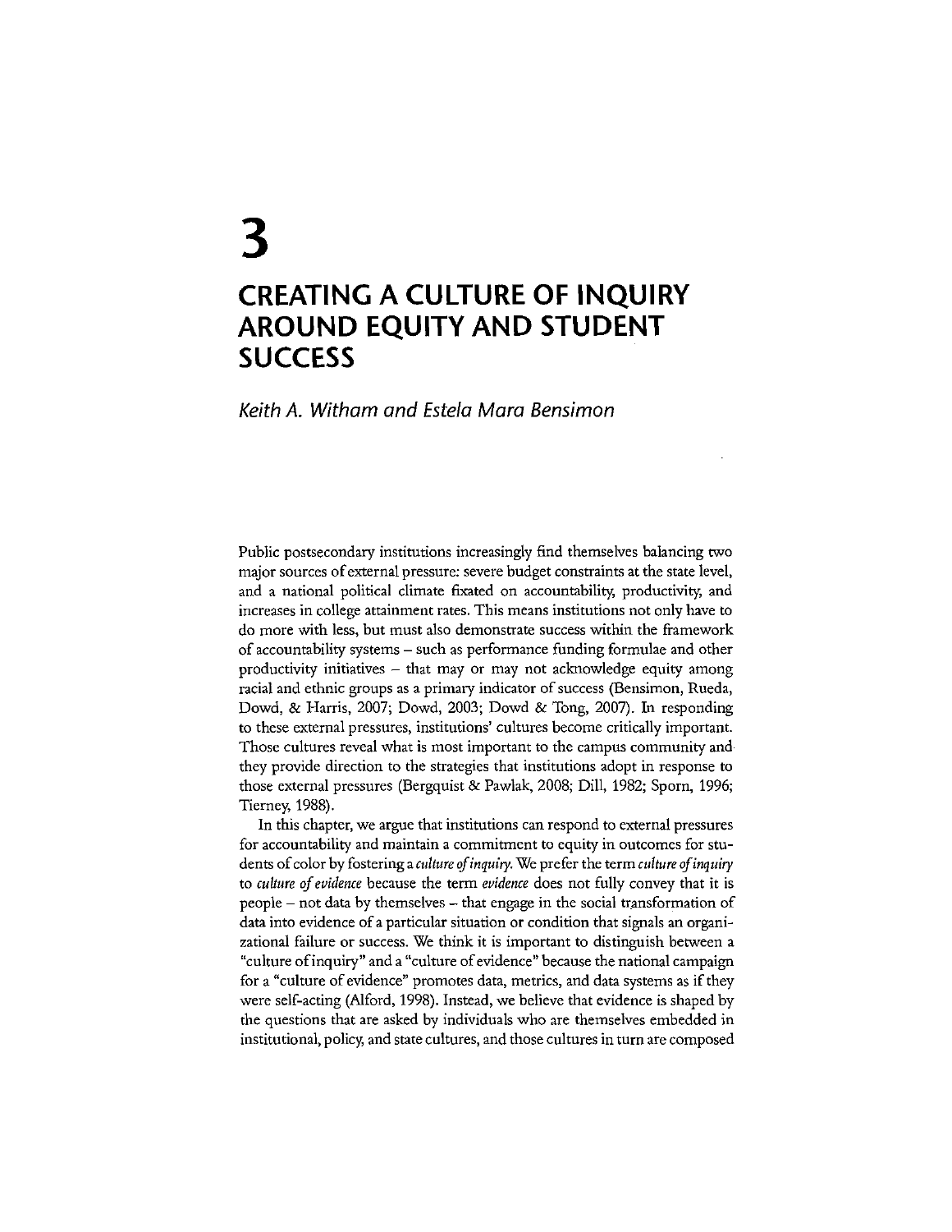# 3

# CREATING A CULTURE OF INQUIRY AROUND EQUITY AND STUDENT SUCCESS

*Keith A. Witham and Estela Mara Bensimon*

Public postsecondary institutions increasingly find themselves balancing two major sources of external pressure: severe budget constraints at the state level, and a national political climate fixated on accountability, productivity, and increases in college attainment rates. This means institutions not only have to do more with less, but must also demonstrate success within the framework of accountability systems – such as performance funding formulae and other productivity initiatives – that may or may not acknowledge equity among racial and ethnic groups as a primary indicator of success (Bensimon, Rueda, Dowd, & Harris, 2007; Dowd, 2003; Dowd & Tong, 2007). In responding to these external pressures, institutions' cultures become critically important. Those cultures reveal what is most important to the campus community and they provide direction to the strategies that institutions adopt in response to those external pressures (Bergquist & Pawlak, 2008; Dill, 1982; Sporn, 1996; Tierney, 1988).

In this chapter, we argue that institutions can respond to external pressures for accountability and maintain a commitment to equity in outcomes for students of color by fostering a *culture of inquiry*. We prefer the term *culture of inquiry* to *culture of evidence* because the term *evidence* does not fully convey that it is people – not data by themselves – that engage in the social transformation of data into evidence of a particular situation or condition that signals an organizational failure or success. We think it is important to distinguish between a "culture of inquiry" and a "culture of evidence" because the national campaign for a "culture of evidence" promotes data, metrics, and data systems as if they were self-acting (Alford, 1998). Instead, we believe that evidence is shaped by the questions that are asked by individuals who are themselves embedded in institutional, policy, and state cultures, and those cultures in turn are composed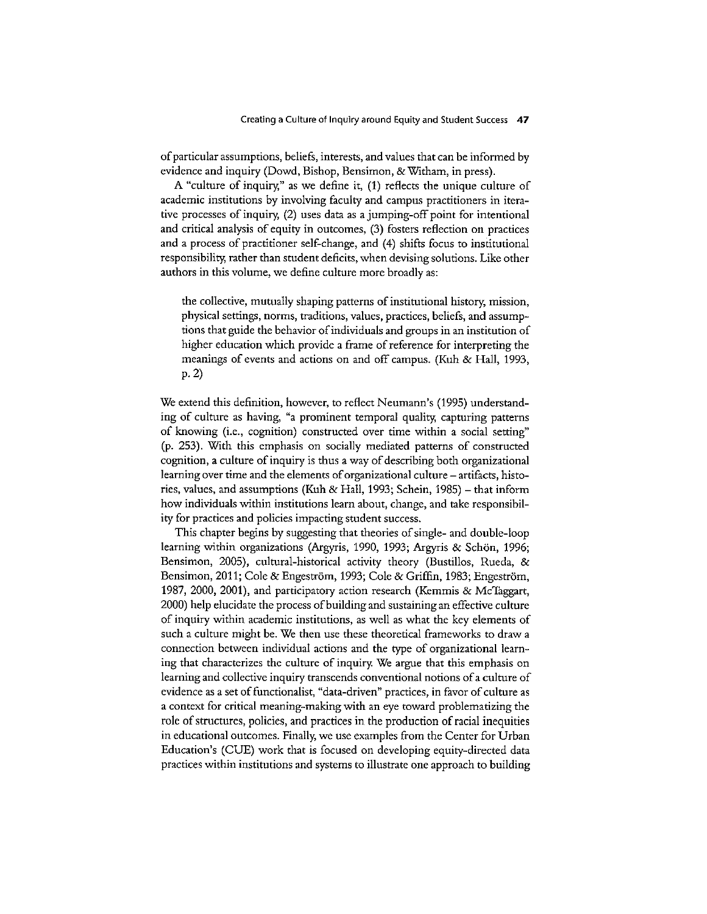of particular assumptions, beliefs, interests, and values that can be informed by evidence and inquiry (Dowd, Bishop, Bensimon, & Witham, in press).

A "culture of inquiry," as we define it, (1) reflects the unique culture of academic institutions by involving faculty and campus practitioners in iterative processes of inquiry, (2) uses data as a jumping-off point for intentional and critical analysis of equity in outcomes, (3) fosters reflection on practices and a process of practitioner self-change, and (4) shifts focus to institutional responsibility, rather than student deficits, when devising solutions. Like other authors in this volume, we define culture more broadly as:

> the collective, mutually shaping patterns of institutional history, mission, physical settings, norms, traditions, values, practices, beliefs, and assumptions that guide the behavior of individuals and groups in an institution of higher education which provide a frame of reference for interpreting the meanings of events and actions on and off campus. (Kuh & Hall, 1993, p. 2)

We extend this definition, however, to reflect Neumann's (1995) understanding of culture as having, "a prominent temporal quality, capturing patterns of knowing (i.e., cognition) constructed over time within a social setting" (p. 253). With this emphasis on socially mediated patterns of constructed cognition, a culture of inquiry is thus a way of describing both organizational learning over time and the elements of organizational culture – artifacts, histories, values, and assumptions (Kuh & Hall, 1993; Schein, 1985) – that inform how individuals within institutions learn about, change, and take responsibility for practices and policies impacting student success.

This chapter begins by suggesting that theories of single- and double-loop learning within organizations (Argyris, 1990, 1993; Argyris & Schön, 1996; Bensimon, 2005), cultural-historical activity theory (Bustillos, Rueda, & Bensimon, 2011; Cole & Engeström, 1993; Cole & Griffin, 1983; Engeström, 1987, 2000, 2001), and participatory action research (Kemmis & McTaggart, 2000) help elucidate the process of building and sustaining an effective culture of inquiry within academic institutions, as well as what the key elements of such a culture might be. We then use these theoretical frameworks to draw a connection between individual actions and the type of organizational learning that characterizes the culture of inquiry. We argue that this emphasis on learning and collective inquiry transcends conventional notions of a culture of evidence as a set of functionalist, "data-driven" practices, in favor of culture as a context for critical meaning-making with an eye toward problematizing the role of structures, policies, and practices in the production of racial inequities in educational outcomes. Finally, we use examples from the Center for Urban Education's (CUE) work that is focused on developing equity-directed data practices within institutions and systems to illustrate one approach to building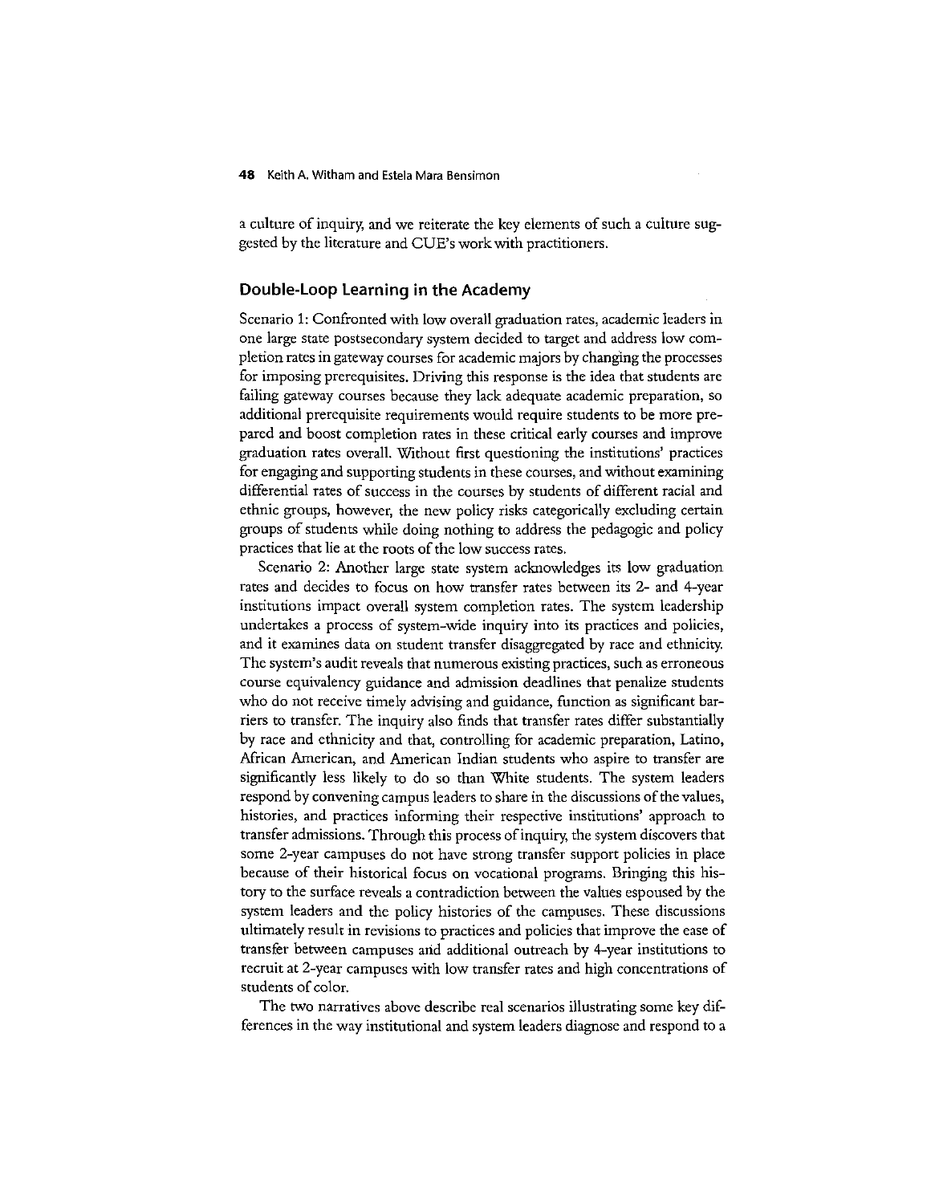a culture of inquiry, and we reiterate the key elements of such a culture suggested by the literature and CUE's work with practitioners.

## Double-Loop Learning in the Academy

Scenario 1: Confronted with low overall graduation rates, academic leaders in one large state postsecondary system decided to target and address low completion rates in gateway courses for academic majors by changing the processes for imposing prerequisites. Driving this response is the idea that students are failing gateway courses because they lack adequate academic preparation, so additional prerequisite requirements would require students to be more prepared and boost completion rates in these critical early courses and improve graduation rates overall. Without first questioning the institutions' practices for engaging and supporting students in these courses, and without examining differential rates of success in the courses by students of different racial and ethnic groups, however, the new policy risks categorically excluding certain groups of students while doing nothing to address the pedagogic and policy practices that lie at the roots of the low success rates.

Scenario 2: Another large state system acknowledges its low graduation rates and decides to focus on how transfer rates between its 2- and 4-year institutions impact overall system completion rates. The system leadership undertakes a process of system-wide inquiry into its practices and policies, and it examines data on student transfer disaggregated by race and ethnicity. The system's audit reveals that numerous existing practices, such as erroneous course equivalency guidance and admission deadlines that penalize students who do not receive timely advising and guidance, function as significant barriers to transfer. The inquiry also finds that transfer rates differ substantially by race and ethnicity and that, controlling for academic preparation, Latino, African American, and American Indian students who aspire to transfer are significantly less likely to do so than White students. The system leaders respond by convening campus leaders to share in the discussions of the values, histories, and practices informing their respective institutions' approach to transfer admissions. Through this process of inquiry, the system discovers that some 2-year campuses do not have strong transfer support policies in place because of their historical focus on vocational programs. Bringing this history to the surface reveals a contradiction between the values espoused by the system leaders and the policy histories of the campuses. These discussions ultimately result in revisions to practices and policies that improve the ease of transfer between campuses and additional outreach by 4-year institutions to recruit at 2-year campuses with low transfer rates and high concentrations of students of color.

The two narratives above describe real scenarios illustrating some key differences in the way institutional and system leaders diagnose and respond to a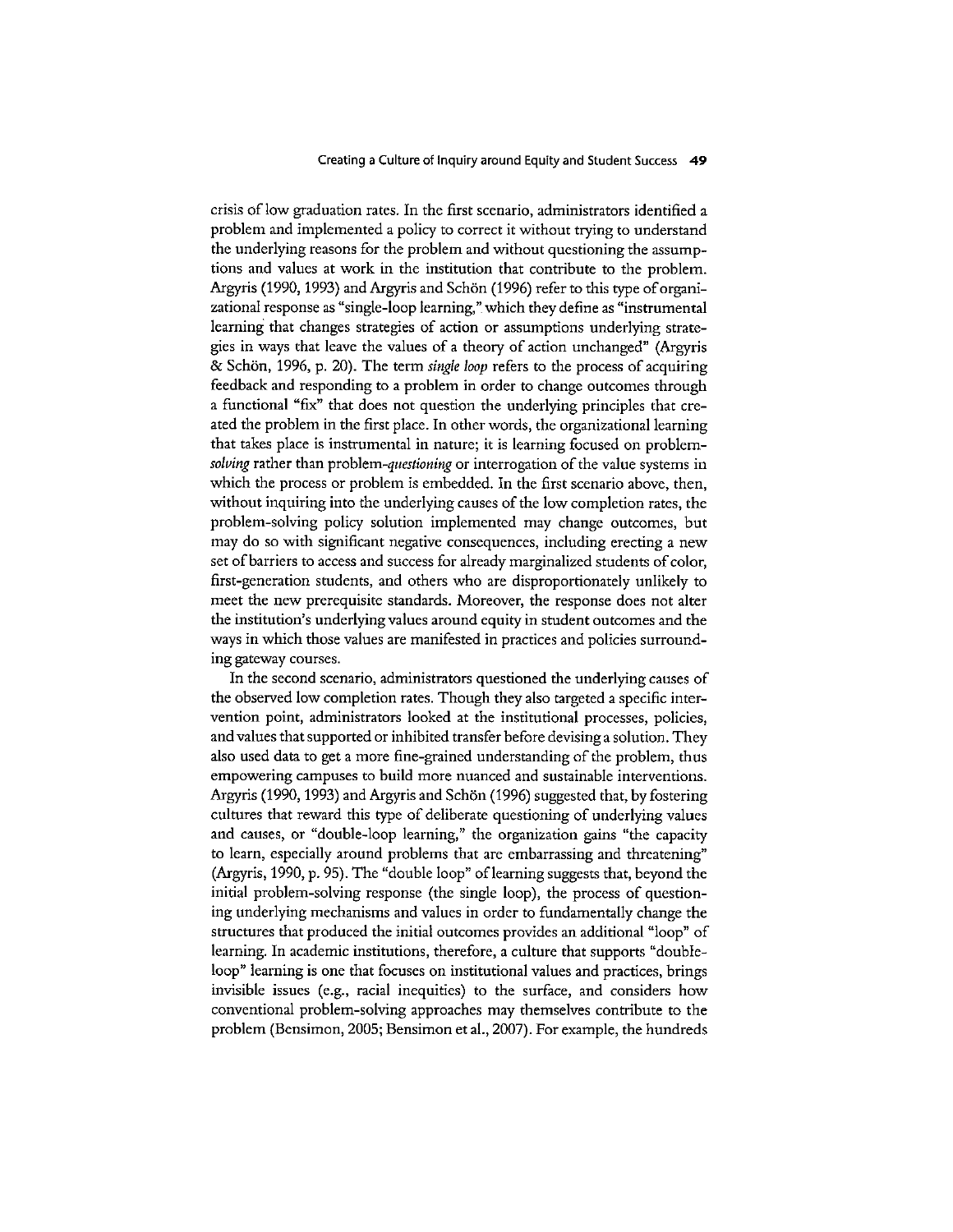crisis of low graduation rates. In the first scenario, administrators identified a problem and implemented a policy to correct it without trying to understand the underlying reasons for the problem and without questioning the assumptions and values at work in the institution that contribute to the problem. Argyris (1990, 1993) and Argyris and Schön (1996) refer to this type of organizational response as "single-loop learning," which they define as "instrumental learning that changes strategies of action or assumptions underlying strategies in ways that leave the values of a theory of action unchanged" (Argyris & Schön, 1996, p. 20). The term *single loop* refers to the process of acquiring feedback and responding to a problem in order to change outcomes through a functional "fix" that does not question the underlying principles that created the problem in the first place. In other words, the organizational learning that takes place is instrumental in nature; it is learning focused on problem-*solving* rather than problem-*questioning* or interrogation of the value systems in which the process or problem is embedded. In the first scenario above, then, without inquiring into the underlying causes of the low completion rates, the problem-solving policy solution implemented may change outcomes, but may do so with significant negative consequences, including erecting a new set of barriers to access and success for already marginalized students of color, first-generation students, and others who are disproportionately unlikely to meet the new prerequisite standards. Moreover, the response does not alter the institution's underlying values around equity in student outcomes and the ways in which those values are manifested in practices and policies surrounding gateway courses.

In the second scenario, administrators questioned the underlying causes of the observed low completion rates. Though they also targeted a specific intervention point, administrators looked at the institutional processes, policies, and values that supported or inhibited transfer before devising a solution. They also used data to get a more fine-grained understanding of the problem, thus empowering campuses to build more nuanced and sustainable interventions. Argyris (1990, 1993) and Argyris and Schön (1996) suggested that, by fostering cultures that reward this type of deliberate questioning of underlying values and causes, or "double-loop learning," the organization gains "the capacity to learn, especially around problems that are embarrassing and threatening" (Argyris, 1990, p. 95). The "double loop" of learning suggests that, beyond the initial problem-solving response (the single loop), the process of questioning underlying mechanisms and values in order to fundamentally change the structures that produced the initial outcomes provides an additional "loop" of learning. In academic institutions, therefore, a culture that supports "double-loop" learning is one that focuses on institutional values and practices, brings invisible issues (e.g., racial inequities) to the surface, and considers how conventional problem-solving approaches may themselves contribute to the problem (Bensimon, 2005; Bensimon et al., 2007). For example, the hundreds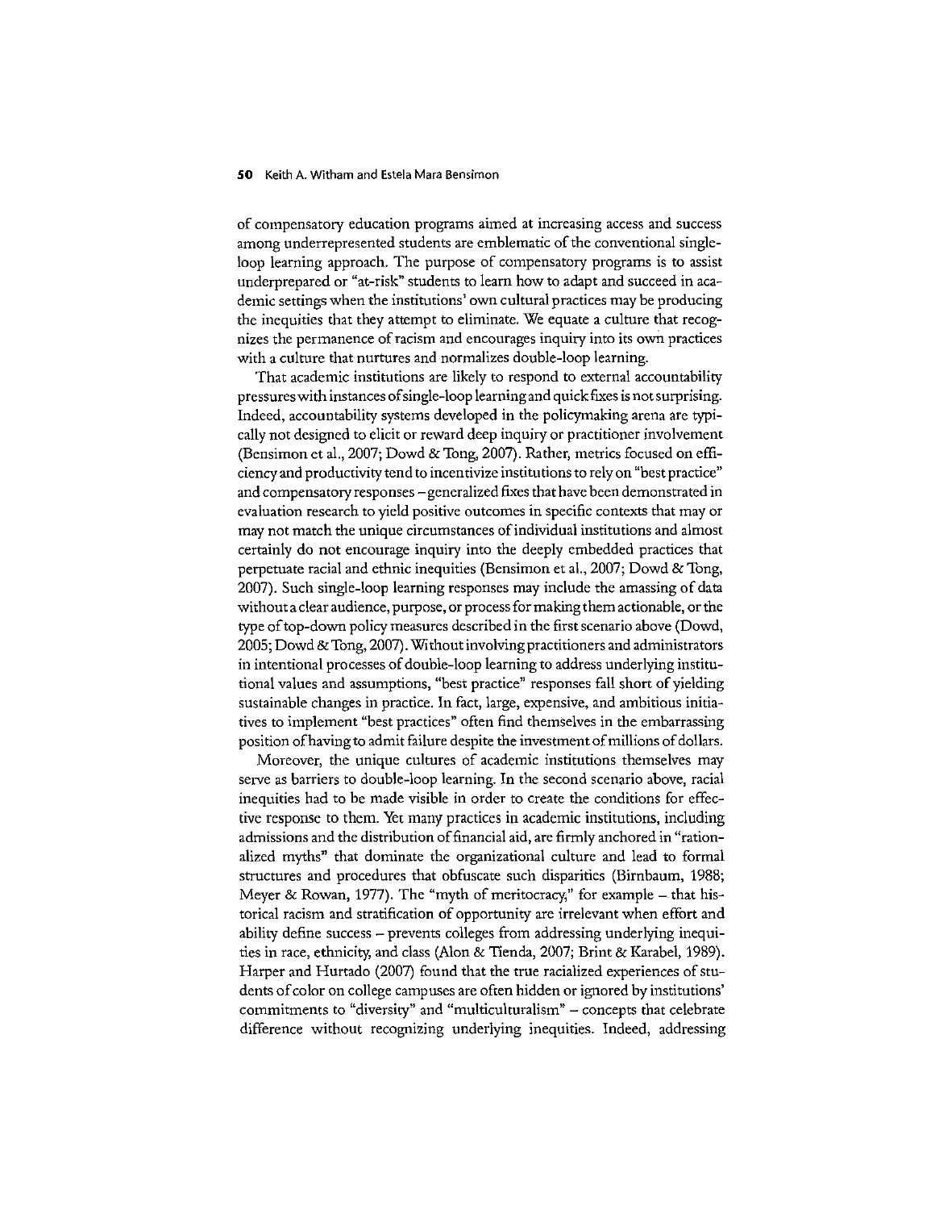of compensatory education programs aimed at increasing access and success among underrepresented students are emblematic of the conventional single-loop learning approach. The purpose of compensatory programs is to assist underprepared or "at-risk" students to learn how to adapt and succeed in academic settings when the institutions' own cultural practices may be producing the inequities that they attempt to eliminate. We equate a culture that recognizes the permanence of racism and encourages inquiry into its own practices with a culture that nurtures and normalizes double-loop learning.

That academic institutions are likely to respond to external accountability pressures with instances of single-loop learning and quick fixes is not surprising. Indeed, accountability systems developed in the policymaking arena are typically not designed to elicit or reward deep inquiry or practitioner involvement (Bensimon et al., 2007; Dowd & Tong, 2007). Rather, metrics focused on efficiency and productivity tend to incentivize institutions to rely on "best practice" and compensatory responses – generalized fixes that have been demonstrated in evaluation research to yield positive outcomes in specific contexts that may or may not match the unique circumstances of individual institutions and almost certainly do not encourage inquiry into the deeply embedded practices that perpetuate racial and ethnic inequities (Bensimon et al., 2007; Dowd & Tong, 2007). Such single-loop learning responses may include the amassing of data without a clear audience, purpose, or process for making them actionable, or the type of top-down policy measures described in the first scenario above (Dowd, 2005; Dowd & Tong, 2007). Without involving practitioners and administrators in intentional processes of double-loop learning to address underlying institutional values and assumptions, "best practice" responses fall short of yielding sustainable changes in practice. In fact, large, expensive, and ambitious initiatives to implement "best practices" often find themselves in the embarrassing position of having to admit failure despite the investment of millions of dollars.

Moreover, the unique cultures of academic institutions themselves may serve as barriers to double-loop learning. In the second scenario above, racial inequities had to be made visible in order to create the conditions for effective response to them. Yet many practices in academic institutions, including admissions and the distribution of financial aid, are firmly anchored in "rationalized myths" that dominate the organizational culture and lead to formal structures and procedures that obfuscate such disparities (Birnbaum, 1988; Meyer & Rowan, 1977). The "myth of meritocracy," for example – that historical racism and stratification of opportunity are irrelevant when effort and ability define success – prevents colleges from addressing underlying inequities in race, ethnicity, and class (Alon & Tienda, 2007; Brint & Karabel, 1989). Harper and Hurtado (2007) found that the true racialized experiences of students of color on college campuses are often hidden or ignored by institutions' commitments to "diversity" and "multiculturalism" – concepts that celebrate difference without recognizing underlying inequities. Indeed, addressing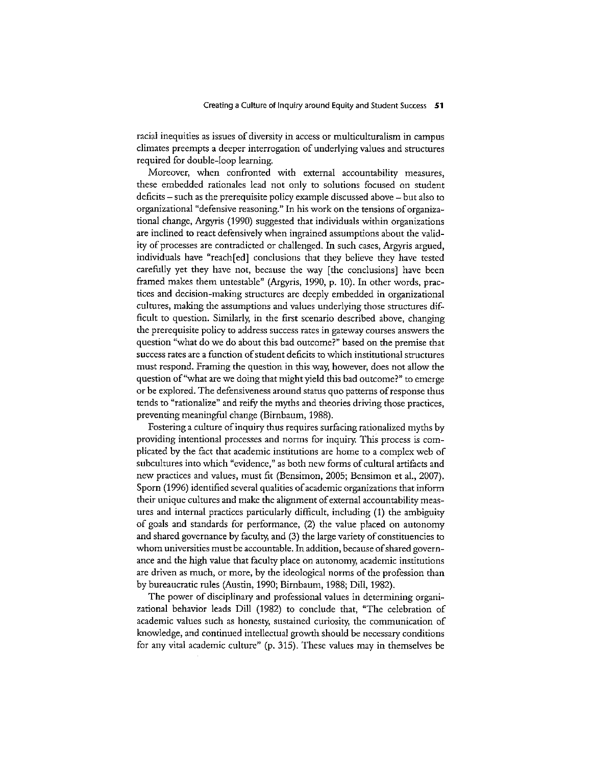racial inequities as issues of diversity in access or multiculturalism in campus climates preempts a deeper interrogation of underlying values and structures required for double-loop learning.

Moreover, when confronted with external accountability measures, these embedded rationales lead not only to solutions focused on student deficits – such as the prerequisite policy example discussed above – but also to organizational "defensive reasoning." In his work on the tensions of organizational change, Argyris (1990) suggested that individuals within organizations are inclined to react defensively when ingrained assumptions about the validity of processes are contradicted or challenged. In such cases, Argyris argued, individuals have "reach[ed] conclusions that they believe they have tested carefully yet they have not, because the way [the conclusions] have been framed makes them untestable" (Argyris, 1990, p. 10). In other words, practices and decision-making structures are deeply embedded in organizational cultures, making the assumptions and values underlying those structures difficult to question. Similarly, in the first scenario described above, changing the prerequisite policy to address success rates in gateway courses answers the question "what do we do about this bad outcome?" based on the premise that success rates are a function of student deficits to which institutional structures must respond. Framing the question in this way, however, does not allow the question of "what are we doing that might yield this bad outcome?" to emerge or be explored. The defensiveness around status quo patterns of response thus tends to "rationalize" and reify the myths and theories driving those practices, preventing meaningful change (Birnbaum, 1988).

Fostering a culture of inquiry thus requires surfacing rationalized myths by providing intentional processes and norms for inquiry. This process is complicated by the fact that academic institutions are home to a complex web of subcultures into which "evidence," as both new forms of cultural artifacts and new practices and values, must fit (Bensimon, 2005; Bensimon et al., 2007). Sporn (1996) identified several qualities of academic organizations that inform their unique cultures and make the alignment of external accountability measures and internal practices particularly difficult, including (1) the ambiguity of goals and standards for performance, (2) the value placed on autonomy and shared governance by faculty, and (3) the large variety of constituencies to whom universities must be accountable. In addition, because of shared governance and the high value that faculty place on autonomy, academic institutions are driven as much, or more, by the ideological norms of the profession than by bureaucratic rules (Austin, 1990; Birnbaum, 1988; Dill, 1982).

The power of disciplinary and professional values in determining organizational behavior leads Dill (1982) to conclude that, "The celebration of academic values such as honesty, sustained curiosity, the communication of knowledge, and continued intellectual growth should be necessary conditions for any vital academic culture" (p. 315). These values may in themselves be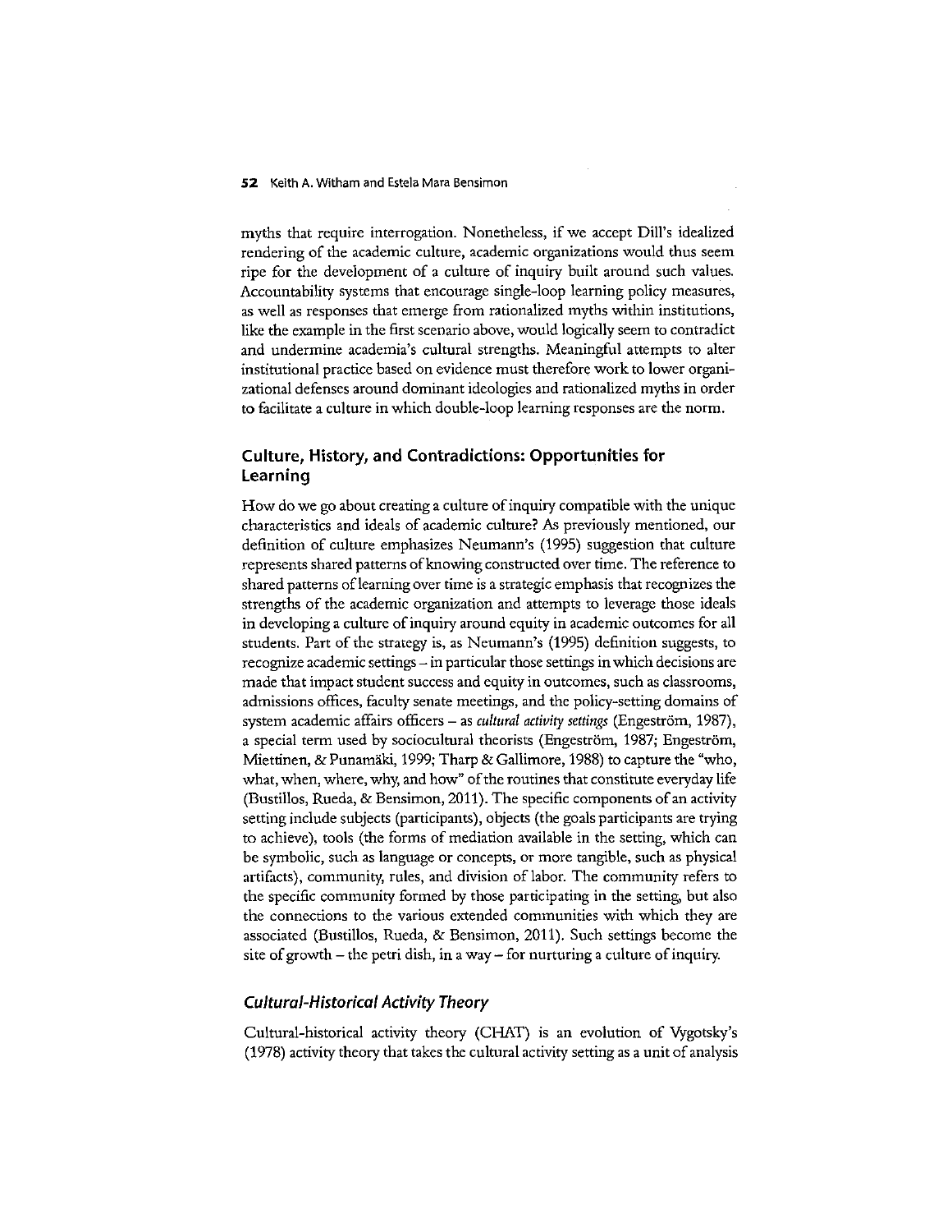myths that require interrogation. Nonetheless, if we accept Dill's idealized rendering of the academic culture, academic organizations would thus seem ripe for the development of a culture of inquiry built around such values. Accountability systems that encourage single-loop learning policy measures, as well as responses that emerge from rationalized myths within institutions, like the example in the first scenario above, would logically seem to contradict and undermine academia's cultural strengths. Meaningful attempts to alter institutional practice based on evidence must therefore work to lower organizational defenses around dominant ideologies and rationalized myths in order to facilitate a culture in which double-loop learning responses are the norm.

## Culture, History, and Contradictions: Opportunities for Learning

How do we go about creating a culture of inquiry compatible with the unique characteristics and ideals of academic culture? As previously mentioned, our definition of culture emphasizes Neumann's (1995) suggestion that culture represents shared patterns of knowing constructed over time. The reference to shared patterns of learning over time is a strategic emphasis that recognizes the strengths of the academic organization and attempts to leverage those ideals in developing a culture of inquiry around equity in academic outcomes for all students. Part of the strategy is, as Neumann's (1995) definition suggests, to recognize academic settings – in particular those settings in which decisions are made that impact student success and equity in outcomes, such as classrooms, admissions offices, faculty senate meetings, and the policy-setting domains of system academic affairs officers – as *cultural activity settings* (Engeström, 1987), a special term used by sociocultural theorists (Engeström, 1987; Engeström, Miettinen, & Punamäki, 1999; Tharp & Gallimore, 1988) to capture the "who, what, when, where, why, and how" of the routines that constitute everyday life (Bustillos, Rueda, & Bensimon, 2011). The specific components of an activity setting include subjects (participants), objects (the goals participants are trying to achieve), tools (the forms of mediation available in the setting, which can be symbolic, such as language or concepts, or more tangible, such as physical artifacts), community, rules, and division of labor. The community refers to the specific community formed by those participating in the setting, but also the connections to the various extended communities with which they are associated (Bustillos, Rueda, & Bensimon, 2011). Such settings become the site of growth – the petri dish, in a way – for nurturing a culture of inquiry.

### Cultural-Historical Activity Theory

Cultural-historical activity theory (CHAT) is an evolution of Vygotsky's (1978) activity theory that takes the cultural activity setting as a unit of analysis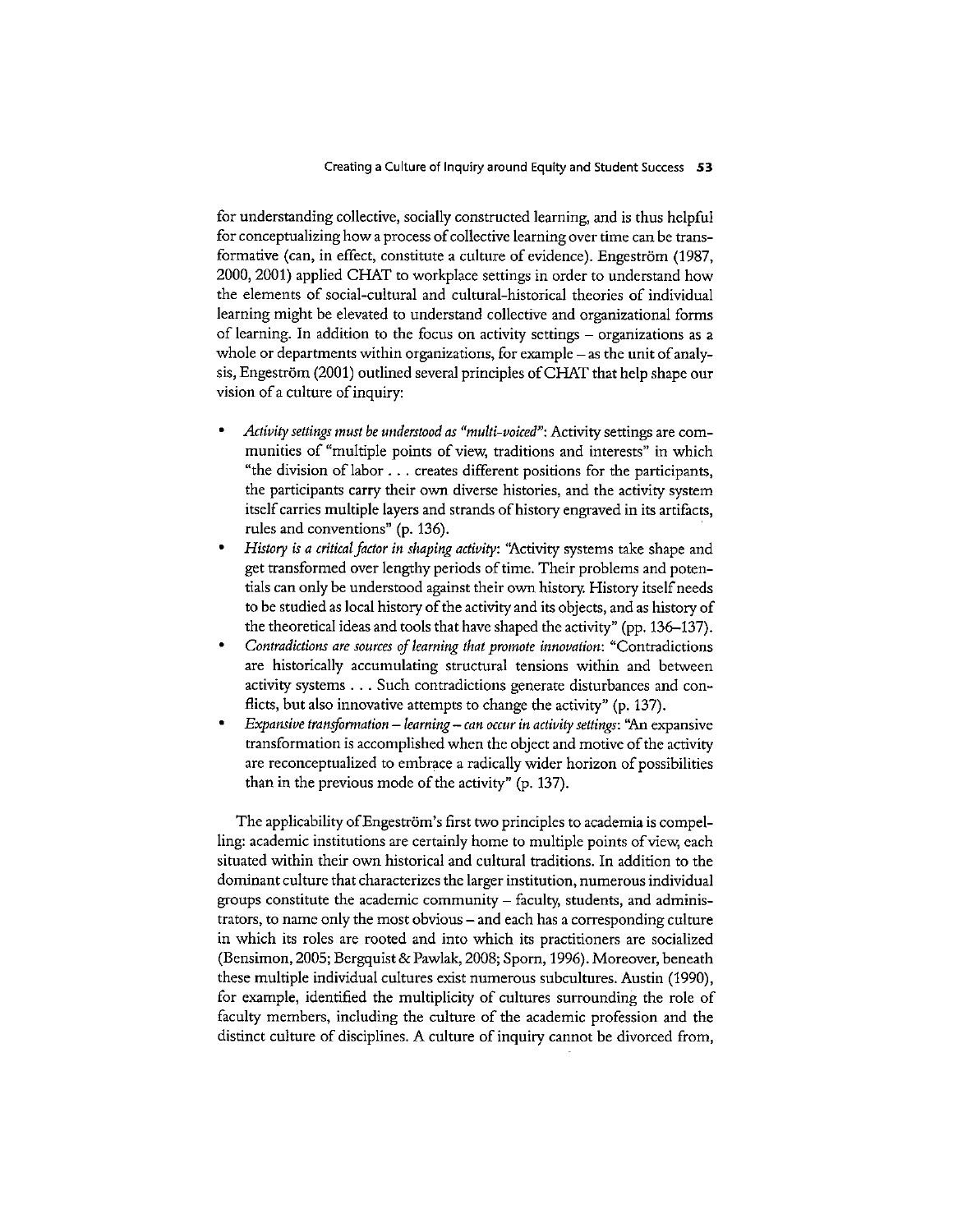for understanding collective, socially constructed learning, and is thus helpful for conceptualizing how a process of collective learning over time can be transformative (can, in effect, constitute a culture of evidence). Engeström (1987, 2000, 2001) applied CHAT to workplace settings in order to understand how the elements of social-cultural and cultural-historical theories of individual learning might be elevated to understand collective and organizational forms of learning. In addition to the focus on activity settings – organizations as a whole or departments within organizations, for example – as the unit of analysis, Engeström (2001) outlined several principles of CHAT that help shape our vision of a culture of inquiry:

- *Activity settings must be understood as "multi-voiced"*: Activity settings are communities of "multiple points of view, traditions and interests" in which "the division of labor . . . creates different positions for the participants, the participants carry their own diverse histories, and the activity system itself carries multiple layers and strands of history engraved in its artifacts, rules and conventions" (p. 136).
- *History is a critical factor in shaping activity*: "Activity systems take shape and get transformed over lengthy periods of time. Their problems and potentials can only be understood against their own history. History itself needs to be studied as local history of the activity and its objects, and as history of the theoretical ideas and tools that have shaped the activity" (pp. 136–137).
- *Contradictions are sources of learning that promote innovation*: "Contradictions are historically accumulating structural tensions within and between activity systems . . . Such contradictions generate disturbances and conflicts, but also innovative attempts to change the activity" (p. 137).
- *Expansive transformation – learning – can occur in activity settings*: "An expansive transformation is accomplished when the object and motive of the activity are reconceptualized to embrace a radically wider horizon of possibilities than in the previous mode of the activity" (p. 137).

The applicability of Engeström's first two principles to academia is compelling: academic institutions are certainly home to multiple points of view, each situated within their own historical and cultural traditions. In addition to the dominant culture that characterizes the larger institution, numerous individual groups constitute the academic community – faculty, students, and administrators, to name only the most obvious – and each has a corresponding culture in which its roles are rooted and into which its practitioners are socialized (Bensimon, 2005; Bergquist & Pawlak, 2008; Sporn, 1996). Moreover, beneath these multiple individual cultures exist numerous subcultures. Austin (1990), for example, identified the multiplicity of cultures surrounding the role of faculty members, including the culture of the academic profession and the distinct culture of disciplines. A culture of inquiry cannot be divorced from,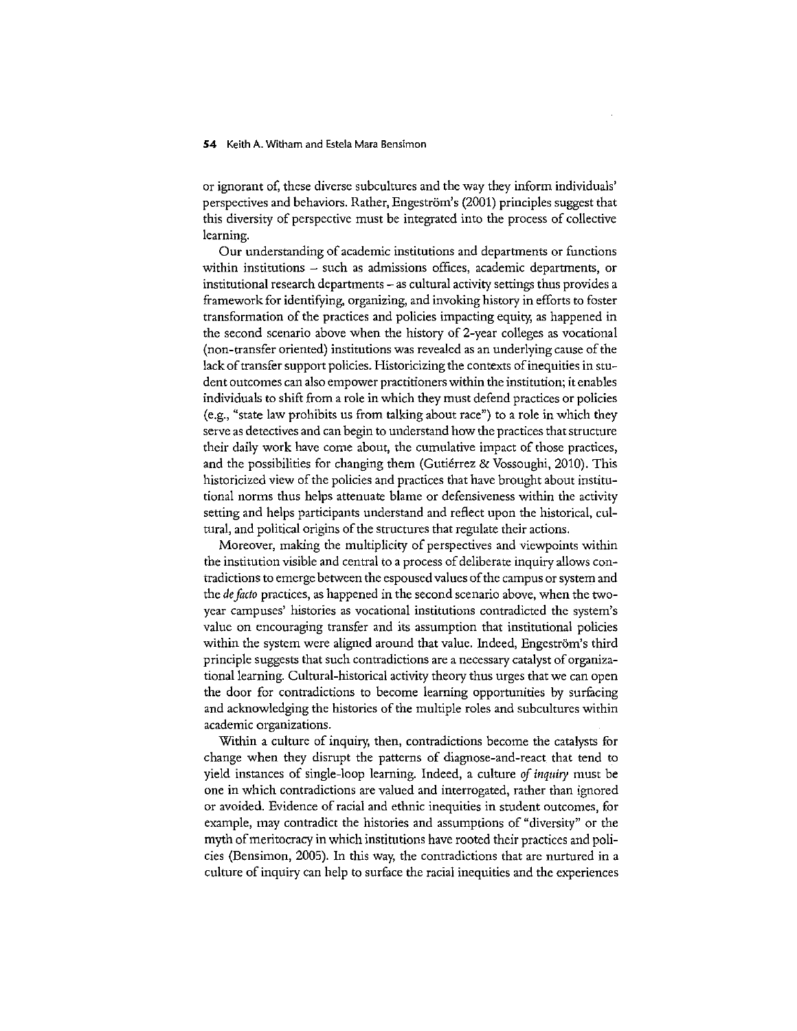or ignorant of, these diverse subcultures and the way they inform individuals' perspectives and behaviors. Rather, Engeström's (2001) principles suggest that this diversity of perspective must be integrated into the process of collective learning.

Our understanding of academic institutions and departments or functions within institutions – such as admissions offices, academic departments, or institutional research departments – as cultural activity settings thus provides a framework for identifying, organizing, and invoking history in efforts to foster transformation of the practices and policies impacting equity, as happened in the second scenario above when the history of 2-year colleges as vocational (non-transfer oriented) institutions was revealed as an underlying cause of the lack of transfer support policies. Historicizing the contexts of inequities in student outcomes can also empower practitioners within the institution; it enables individuals to shift from a role in which they must defend practices or policies (e.g., "state law prohibits us from talking about race") to a role in which they serve as detectives and can begin to understand how the practices that structure their daily work have come about, the cumulative impact of those practices, and the possibilities for changing them (Gutiérrez & Vossoughi, 2010). This historicized view of the policies and practices that have brought about institutional norms thus helps attenuate blame or defensiveness within the activity setting and helps participants understand and reflect upon the historical, cultural, and political origins of the structures that regulate their actions.

Moreover, making the multiplicity of perspectives and viewpoints within the institution visible and central to a process of deliberate inquiry allows contradictions to emerge between the espoused values of the campus or system and the *de facto* practices, as happened in the second scenario above, when the two-year campuses' histories as vocational institutions contradicted the system's value on encouraging transfer and its assumption that institutional policies within the system were aligned around that value. Indeed, Engeström's third principle suggests that such contradictions are a necessary catalyst of organizational learning. Cultural-historical activity theory thus urges that we can open the door for contradictions to become learning opportunities by surfacing and acknowledging the histories of the multiple roles and subcultures within academic organizations.

Within a culture of inquiry, then, contradictions become the catalysts for change when they disrupt the patterns of diagnose-and-react that tend to yield instances of single-loop learning. Indeed, a culture *of inquiry* must be one in which contradictions are valued and interrogated, rather than ignored or avoided. Evidence of racial and ethnic inequities in student outcomes, for example, may contradict the histories and assumptions of "diversity" or the myth of meritocracy in which institutions have rooted their practices and policies (Bensimon, 2005). In this way, the contradictions that are nurtured in a culture of inquiry can help to surface the racial inequities and the experiences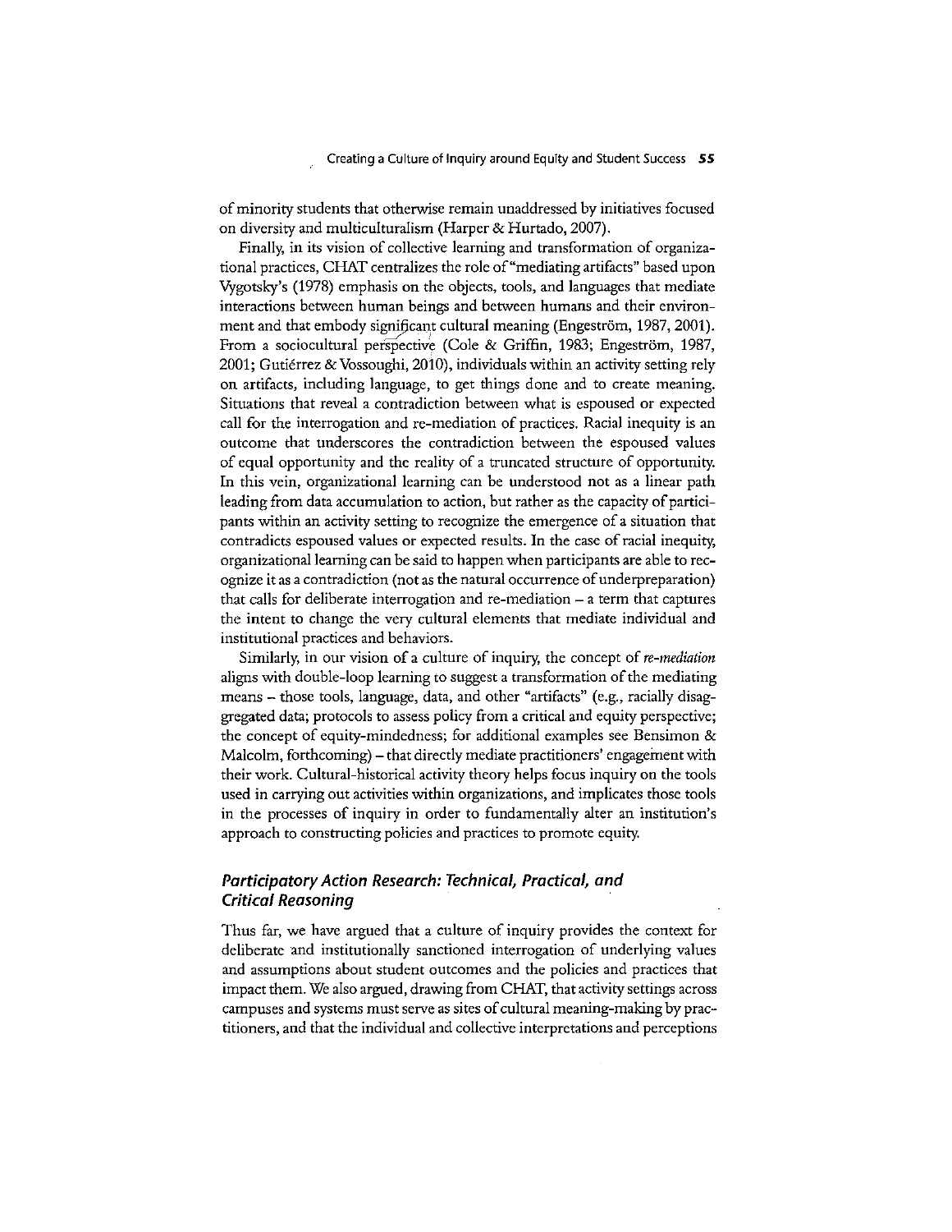of minority students that otherwise remain unaddressed by initiatives focused on diversity and multiculturalism (Harper & Hurtado, 2007).

Finally, in its vision of collective learning and transformation of organizational practices, CHAT centralizes the role of "mediating artifacts" based upon Vygotsky's (1978) emphasis on the objects, tools, and languages that mediate interactions between human beings and between humans and their environment and that embody significant cultural meaning (Engeström, 1987, 2001). From a sociocultural perspective (Cole & Griffin, 1983; Engeström, 1987, 2001; Gutiérrez & Vossoughi, 2010), individuals within an activity setting rely on artifacts, including language, to get things done and to create meaning. Situations that reveal a contradiction between what is espoused or expected call for the interrogation and re-mediation of practices. Racial inequity is an outcome that underscores the contradiction between the espoused values of equal opportunity and the reality of a truncated structure of opportunity. In this vein, organizational learning can be understood not as a linear path leading from data accumulation to action, but rather as the capacity of participants within an activity setting to recognize the emergence of a situation that contradicts espoused values or expected results. In the case of racial inequity, organizational learning can be said to happen when participants are able to recognize it as a contradiction (not as the natural occurrence of underpreparation) that calls for deliberate interrogation and re-mediation – a term that captures the intent to change the very cultural elements that mediate individual and institutional practices and behaviors.

Similarly, in our vision of a culture of inquiry, the concept of *re-mediation* aligns with double-loop learning to suggest a transformation of the mediating means – those tools, language, data, and other "artifacts" (e.g., racially disaggregated data; protocols to assess policy from a critical and equity perspective; the concept of equity-mindedness; for additional examples see Bensimon & Malcolm, forthcoming) – that directly mediate practitioners' engagement with their work. Cultural-historical activity theory helps focus inquiry on the tools used in carrying out activities within organizations, and implicates those tools in the processes of inquiry in order to fundamentally alter an institution's approach to constructing policies and practices to promote equity.

### *Participatory Action Research: Technical, Practical, and Critical Reasoning*

Thus far, we have argued that a culture of inquiry provides the context for deliberate and institutionally sanctioned interrogation of underlying values and assumptions about student outcomes and the policies and practices that impact them. We also argued, drawing from CHAT, that activity settings across campuses and systems must serve as sites of cultural meaning-making by practitioners, and that the individual and collective interpretations and perceptions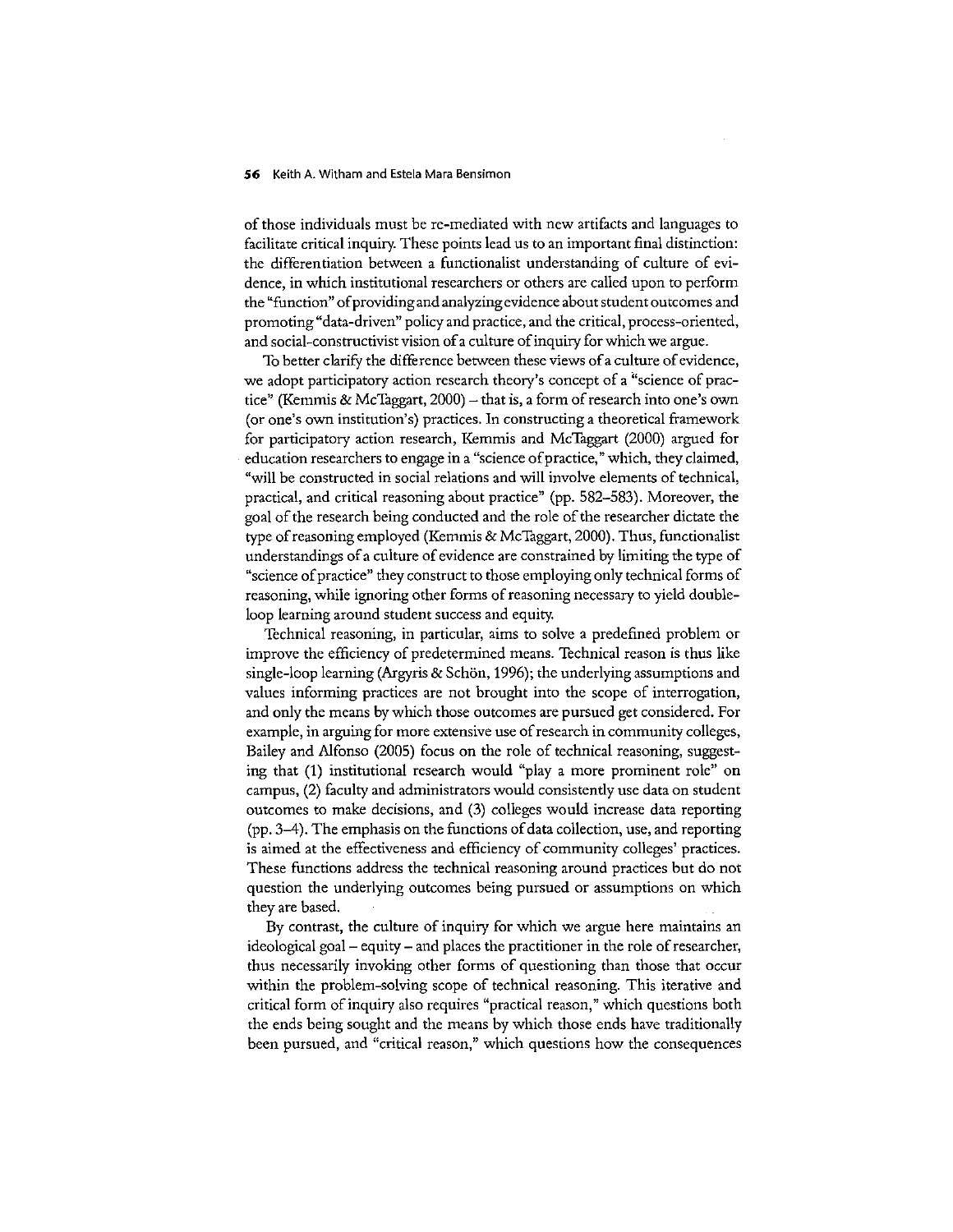of those individuals must be re-mediated with new artifacts and languages to facilitate critical inquiry. These points lead us to an important final distinction: the differentiation between a functionalist understanding of culture of evidence, in which institutional researchers or others are called upon to perform the "function" of providing and analyzing evidence about student outcomes and promoting "data-driven" policy and practice, and the critical, process-oriented, and social-constructivist vision of a culture of inquiry for which we argue.

To better clarify the difference between these views of a culture of evidence, we adopt participatory action research theory's concept of a "science of practice" (Kemmis & McTaggart, 2000) – that is, a form of research into one's own (or one's own institution's) practices. In constructing a theoretical framework for participatory action research, Kemmis and McTaggart (2000) argued for education researchers to engage in a "science of practice," which, they claimed, "will be constructed in social relations and will involve elements of technical, practical, and critical reasoning about practice" (pp. 582–583). Moreover, the goal of the research being conducted and the role of the researcher dictate the type of reasoning employed (Kemmis & McTaggart, 2000). Thus, functionalist understandings of a culture of evidence are constrained by limiting the type of "science of practice" they construct to those employing only technical forms of reasoning, while ignoring other forms of reasoning necessary to yield double-loop learning around student success and equity.

Technical reasoning, in particular, aims to solve a predefined problem or improve the efficiency of predetermined means. Technical reason is thus like single-loop learning (Argyris & Schön, 1996); the underlying assumptions and values informing practices are not brought into the scope of interrogation, and only the means by which those outcomes are pursued get considered. For example, in arguing for more extensive use of research in community colleges, Bailey and Alfonso (2005) focus on the role of technical reasoning, suggesting that (1) institutional research would "play a more prominent role" on campus, (2) faculty and administrators would consistently use data on student outcomes to make decisions, and (3) colleges would increase data reporting (pp. 3–4). The emphasis on the functions of data collection, use, and reporting is aimed at the effectiveness and efficiency of community colleges' practices. These functions address the technical reasoning around practices but do not question the underlying outcomes being pursued or assumptions on which they are based.

By contrast, the culture of inquiry for which we argue here maintains an ideological goal – equity – and places the practitioner in the role of researcher, thus necessarily invoking other forms of questioning than those that occur within the problem-solving scope of technical reasoning. This iterative and critical form of inquiry also requires "practical reason," which questions both the ends being sought and the means by which those ends have traditionally been pursued, and "critical reason," which questions how the consequences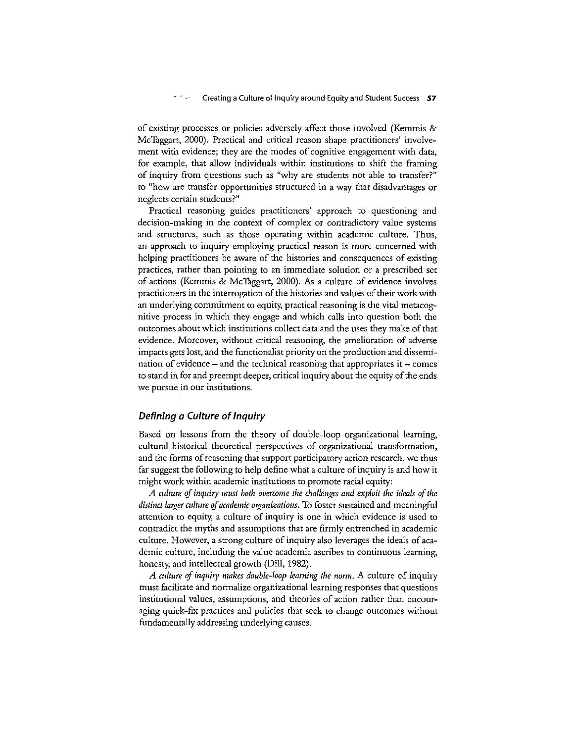of existing processes or policies adversely affect those involved (Kemmis & McTaggart, 2000). Practical and critical reason shape practitioners' involvement with evidence; they are the modes of cognitive engagement with data, for example, that allow individuals within institutions to shift the framing of inquiry from questions such as "why are students not able to transfer?" to "how are transfer opportunities structured in a way that disadvantages or neglects certain students?"

Practical reasoning guides practitioners' approach to questioning and decision-making in the context of complex or contradictory value systems and structures, such as those operating within academic culture. Thus, an approach to inquiry employing practical reason is more concerned with helping practitioners be aware of the histories and consequences of existing practices, rather than pointing to an immediate solution or a prescribed set of actions (Kemmis & McTaggart, 2000). As a culture of evidence involves practitioners in the interrogation of the histories and values of their work with an underlying commitment to equity, practical reasoning is the vital metacognitive process in which they engage and which calls into question both the outcomes about which institutions collect data and the uses they make of that evidence. Moreover, without critical reasoning, the amelioration of adverse impacts gets lost, and the functionalist priority on the production and dissemination of evidence – and the technical reasoning that appropriates it – comes to stand in for and preempt deeper, critical inquiry about the equity of the ends we pursue in our institutions.

## *Defining a Culture of Inquiry*

Based on lessons from the theory of double-loop organizational learning, cultural-historical theoretical perspectives of organizational transformation, and the forms of reasoning that support participatory action research, we thus far suggest the following to help define what a culture of inquiry is and how it might work within academic institutions to promote racial equity:

*A culture of inquiry must both overcome the challenges and exploit the ideals of the distinct larger culture of academic organizations.* To foster sustained and meaningful attention to equity, a culture of inquiry is one in which evidence is used to contradict the myths and assumptions that are firmly entrenched in academic culture. However, a strong culture of inquiry also leverages the ideals of academic culture, including the value academia ascribes to continuous learning, honesty, and intellectual growth (Dill, 1982).

*A culture of inquiry makes double-loop learning the norm.* A culture of inquiry must facilitate and normalize organizational learning responses that questions institutional values, assumptions, and theories of action rather than encouraging quick-fix practices and policies that seek to change outcomes without fundamentally addressing underlying causes.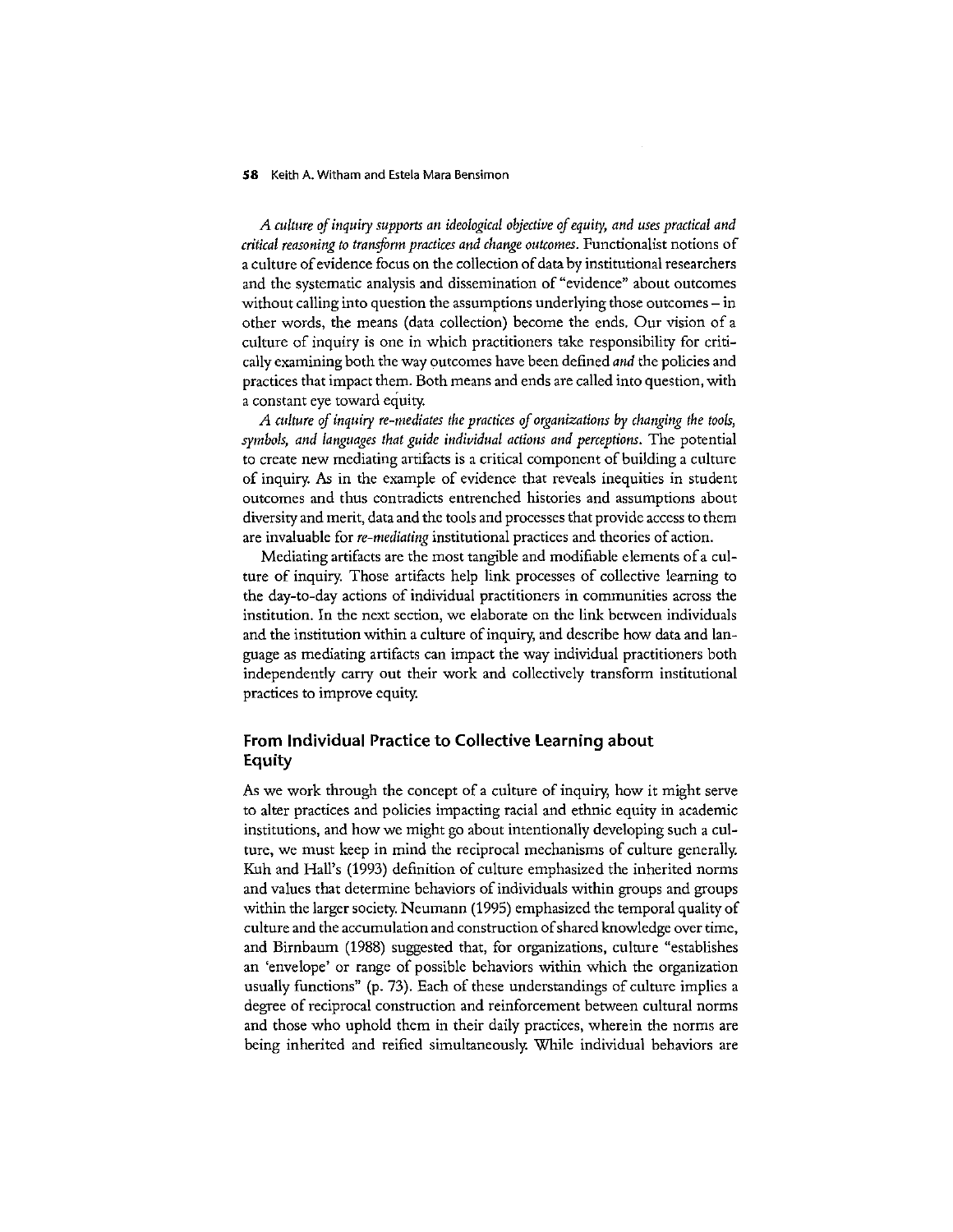*A culture of inquiry supports an ideological objective of equity, and uses practical and critical reasoning to transform practices and change outcomes.* Functionalist notions of a culture of evidence focus on the collection of data by institutional researchers and the systematic analysis and dissemination of "evidence" about outcomes without calling into question the assumptions underlying those outcomes – in other words, the means (data collection) become the ends. Our vision of a culture of inquiry is one in which practitioners take responsibility for critically examining both the way outcomes have been defined *and* the policies and practices that impact them. Both means and ends are called into question, with a constant eye toward equity.

*A culture of inquiry re-mediates the practices of organizations by changing the tools, symbols, and languages that guide individual actions and perceptions.* The potential to create new mediating artifacts is a critical component of building a culture of inquiry. As in the example of evidence that reveals inequities in student outcomes and thus contradicts entrenched histories and assumptions about diversity and merit, data and the tools and processes that provide access to them are invaluable for *re-mediating* institutional practices and theories of action.

Mediating artifacts are the most tangible and modifiable elements of a culture of inquiry. Those artifacts help link processes of collective learning to the day-to-day actions of individual practitioners in communities across the institution. In the next section, we elaborate on the link between individuals and the institution within a culture of inquiry, and describe how data and language as mediating artifacts can impact the way individual practitioners both independently carry out their work and collectively transform institutional practices to improve equity.

## From Individual Practice to Collective Learning about Equity

As we work through the concept of a culture of inquiry, how it might serve to alter practices and policies impacting racial and ethnic equity in academic institutions, and how we might go about intentionally developing such a culture, we must keep in mind the reciprocal mechanisms of culture generally. Kuh and Hall's (1993) definition of culture emphasized the inherited norms and values that determine behaviors of individuals within groups and groups within the larger society. Neumann (1995) emphasized the temporal quality of culture and the accumulation and construction of shared knowledge over time, and Birnbaum (1988) suggested that, for organizations, culture "establishes an 'envelope' or range of possible behaviors within which the organization usually functions" (p. 73). Each of these understandings of culture implies a degree of reciprocal construction and reinforcement between cultural norms and those who uphold them in their daily practices, wherein the norms are being inherited and reified simultaneously. While individual behaviors are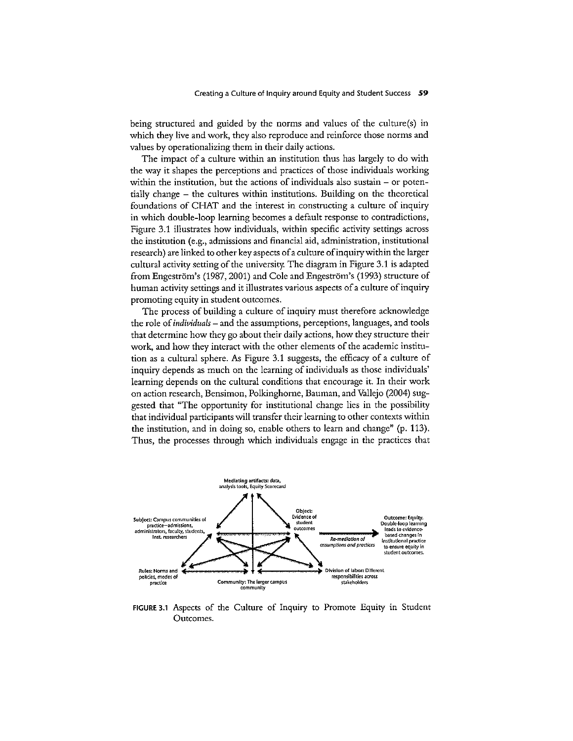being structured and guided by the norms and values of the culture(s) in which they live and work, they also reproduce and reinforce those norms and values by operationalizing them in their daily actions.

The impact of a culture within an institution thus has largely to do with the way it shapes the perceptions and practices of those individuals working within the institution, but the actions of individuals also sustain – or potentially change – the cultures within institutions. Building on the theoretical foundations of CHAT and the interest in constructing a culture of inquiry in which double-loop learning becomes a default response to contradictions, Figure 3.1 illustrates how individuals, within specific activity settings across the institution (e.g., admissions and financial aid, administration, institutional research) are linked to other key aspects of a culture of inquiry within the larger cultural activity setting of the university. The diagram in Figure 3.1 is adapted from Engeström's (1987, 2001) and Cole and Engeström's (1993) structure of human activity settings and it illustrates various aspects of a culture of inquiry promoting equity in student outcomes.

The process of building a culture of inquiry must therefore acknowledge the role of *individuals* – and the assumptions, perceptions, languages, and tools that determine how they go about their daily actions, how they structure their work, and how they interact with the other elements of the academic institution as a cultural sphere. As Figure 3.1 suggests, the efficacy of a culture of inquiry depends as much on the learning of individuals as those individuals' learning depends on the cultural conditions that encourage it. In their work on action research, Bensimon, Polkinghorne, Bauman, and Vallejo (2004) suggested that "The opportunity for institutional change lies in the possibility that individual participants will transfer their learning to other contexts within the institution, and in doing so, enable others to learn and change" (p. 113). Thus, the processes through which individuals engage in the practices that

Mediating artifacts: data, analysis tools, Equity Scorecard

Subject: Campus communities of practice—admissions, administrators, faculty, students, inst. researchers

Object: Evidence of student outcomes

Re-mediation of *assumptions and practices*

Outcome: Equity. Double-loop learning leads to evidence-based changes in institutional practice to ensure equity in student outcomes.

Rules: Norms and policies, modes of practice

Community: The larger campus community

Division of labor: Different responsibilities across stakeholders

**FIGURE 3.1** Aspects of the Culture of Inquiry to Promote Equity in Student Outcomes.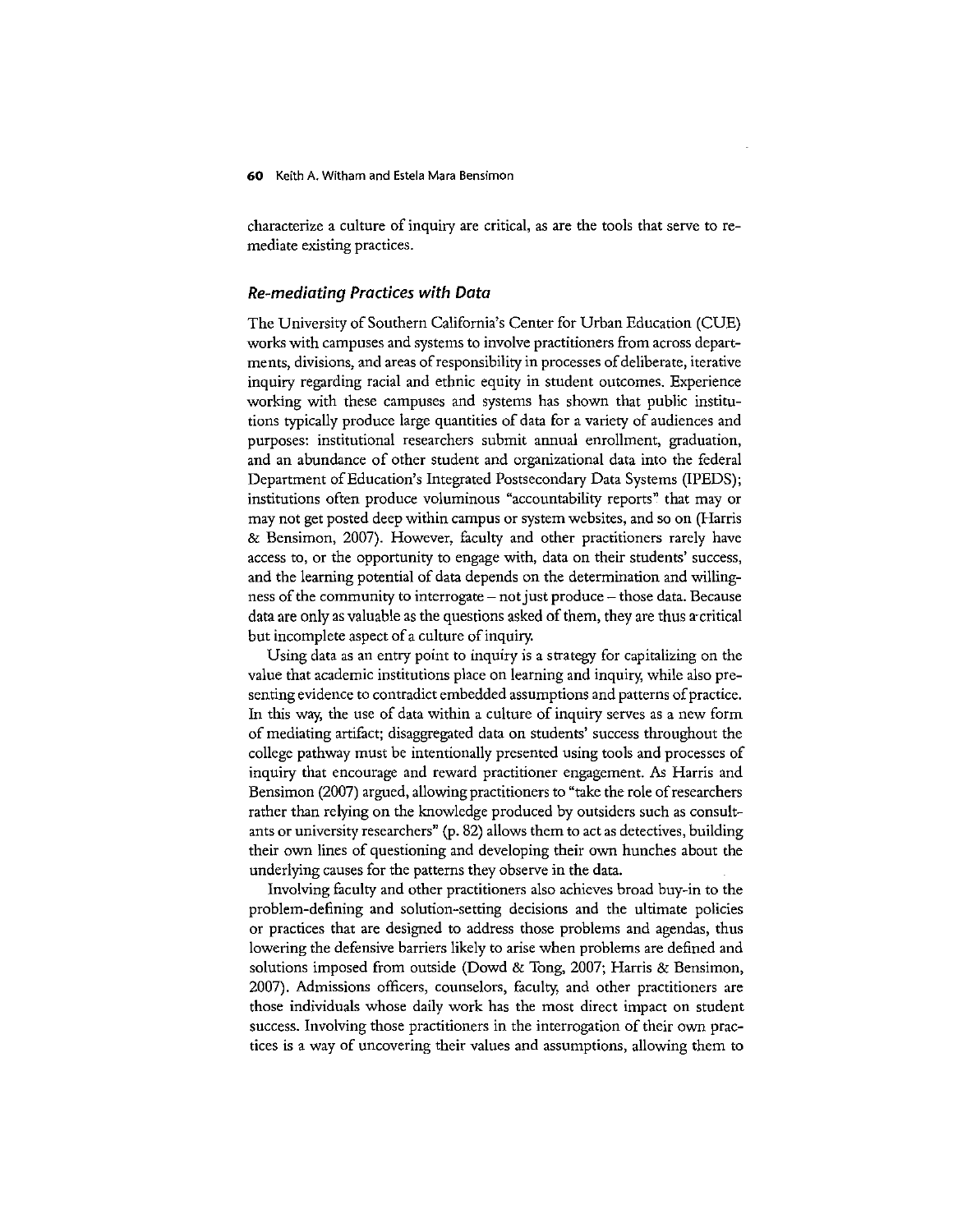characterize a culture of inquiry are critical, as are the tools that serve to re-mediate existing practices.

### *Re-mediating Practices with Data*

The University of Southern California's Center for Urban Education (CUE) works with campuses and systems to involve practitioners from across departments, divisions, and areas of responsibility in processes of deliberate, iterative inquiry regarding racial and ethnic equity in student outcomes. Experience working with these campuses and systems has shown that public institutions typically produce large quantities of data for a variety of audiences and purposes: institutional researchers submit annual enrollment, graduation, and an abundance of other student and organizational data into the federal Department of Education's Integrated Postsecondary Data Systems (IPEDS); institutions often produce voluminous "accountability reports" that may or may not get posted deep within campus or system websites, and so on (Harris & Bensimon, 2007). However, faculty and other practitioners rarely have access to, or the opportunity to engage with, data on their students' success, and the learning potential of data depends on the determination and willingness of the community to interrogate – not just produce – those data. Because data are only as valuable as the questions asked of them, they are thus a critical but incomplete aspect of a culture of inquiry.

Using data as an entry point to inquiry is a strategy for capitalizing on the value that academic institutions place on learning and inquiry, while also presenting evidence to contradict embedded assumptions and patterns of practice. In this way, the use of data within a culture of inquiry serves as a new form of mediating artifact; disaggregated data on students' success throughout the college pathway must be intentionally presented using tools and processes of inquiry that encourage and reward practitioner engagement. As Harris and Bensimon (2007) argued, allowing practitioners to "take the role of researchers rather than relying on the knowledge produced by outsiders such as consultants or university researchers" (p. 82) allows them to act as detectives, building their own lines of questioning and developing their own hunches about the underlying causes for the patterns they observe in the data.

Involving faculty and other practitioners also achieves broad buy-in to the problem-defining and solution-setting decisions and the ultimate policies or practices that are designed to address those problems and agendas, thus lowering the defensive barriers likely to arise when problems are defined and solutions imposed from outside (Dowd & Tong, 2007; Harris & Bensimon, 2007). Admissions officers, counselors, faculty, and other practitioners are those individuals whose daily work has the most direct impact on student success. Involving those practitioners in the interrogation of their own practices is a way of uncovering their values and assumptions, allowing them to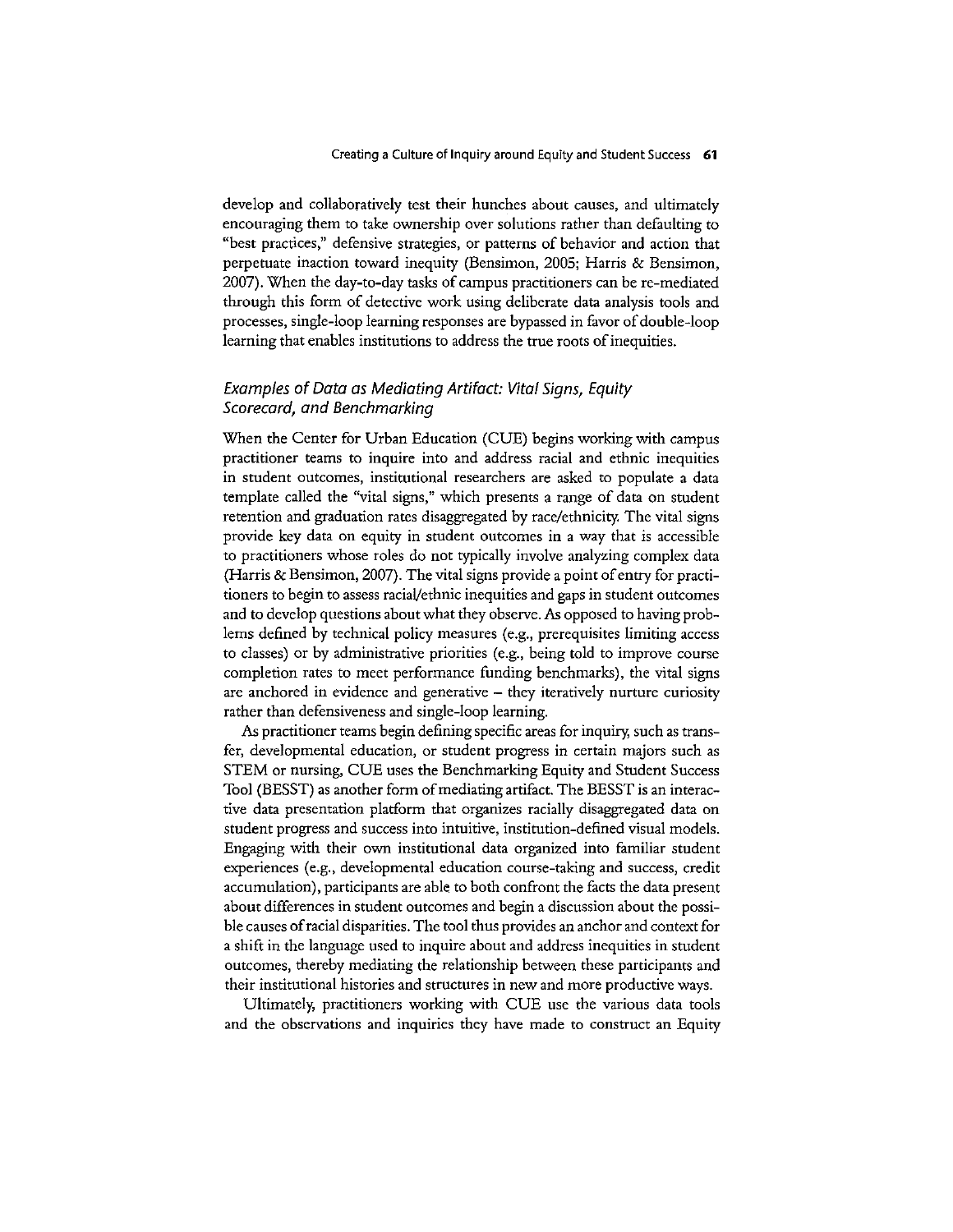develop and collaboratively test their hunches about causes, and ultimately encouraging them to take ownership over solutions rather than defaulting to "best practices," defensive strategies, or patterns of behavior and action that perpetuate inaction toward inequity (Bensimon, 2005; Harris & Bensimon, 2007). When the day-to-day tasks of campus practitioners can be re-mediated through this form of detective work using deliberate data analysis tools and processes, single-loop learning responses are bypassed in favor of double-loop learning that enables institutions to address the true roots of inequities.

### *Examples of Data as Mediating Artifact: Vital Signs, Equity Scorecard, and Benchmarking*

When the Center for Urban Education (CUE) begins working with campus practitioner teams to inquire into and address racial and ethnic inequities in student outcomes, institutional researchers are asked to populate a data template called the "vital signs," which presents a range of data on student retention and graduation rates disaggregated by race/ethnicity. The vital signs provide key data on equity in student outcomes in a way that is accessible to practitioners whose roles do not typically involve analyzing complex data (Harris & Bensimon, 2007). The vital signs provide a point of entry for practitioners to begin to assess racial/ethnic inequities and gaps in student outcomes and to develop questions about what they observe. As opposed to having problems defined by technical policy measures (e.g., prerequisites limiting access to classes) or by administrative priorities (e.g., being told to improve course completion rates to meet performance funding benchmarks), the vital signs are anchored in evidence and generative – they iteratively nurture curiosity rather than defensiveness and single-loop learning.

As practitioner teams begin defining specific areas for inquiry, such as transfer, developmental education, or student progress in certain majors such as STEM or nursing, CUE uses the Benchmarking Equity and Student Success Tool (BESST) as another form of mediating artifact. The BESST is an interactive data presentation platform that organizes racially disaggregated data on student progress and success into intuitive, institution-defined visual models. Engaging with their own institutional data organized into familiar student experiences (e.g., developmental education course-taking and success, credit accumulation), participants are able to both confront the facts the data present about differences in student outcomes and begin a discussion about the possible causes of racial disparities. The tool thus provides an anchor and context for a shift in the language used to inquire about and address inequities in student outcomes, thereby mediating the relationship between these participants and their institutional histories and structures in new and more productive ways.

Ultimately, practitioners working with CUE use the various data tools and the observations and inquiries they have made to construct an Equity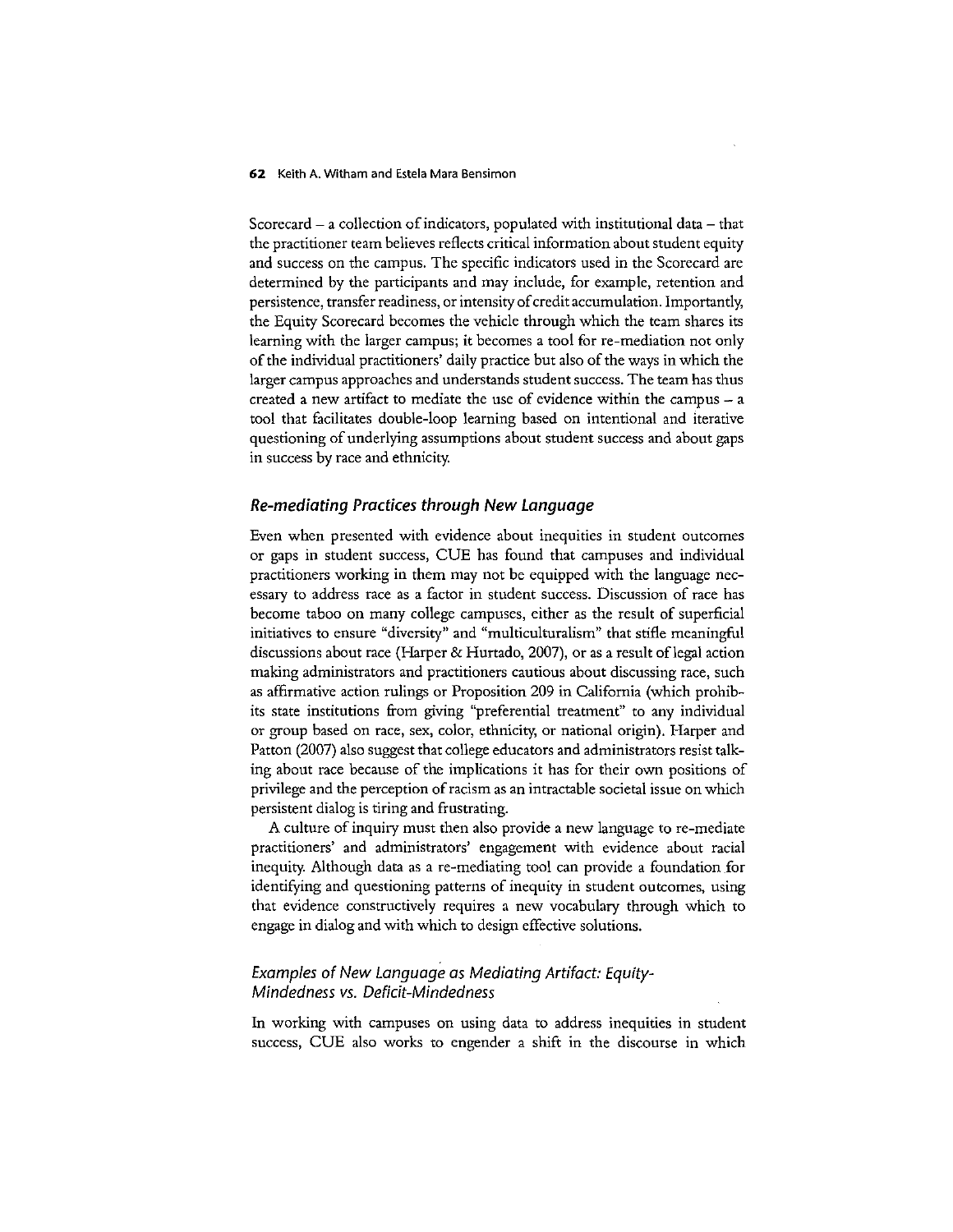Scorecard – a collection of indicators, populated with institutional data – that the practitioner team believes reflects critical information about student equity and success on the campus. The specific indicators used in the Scorecard are determined by the participants and may include, for example, retention and persistence, transfer readiness, or intensity of credit accumulation. Importantly, the Equity Scorecard becomes the vehicle through which the team shares its learning with the larger campus; it becomes a tool for re-mediation not only of the individual practitioners' daily practice but also of the ways in which the larger campus approaches and understands student success. The team has thus created a new artifact to mediate the use of evidence within the campus – a tool that facilitates double-loop learning based on intentional and iterative questioning of underlying assumptions about student success and about gaps in success by race and ethnicity.

### *Re-mediating Practices through New Language*

Even when presented with evidence about inequities in student outcomes or gaps in student success, CUE has found that campuses and individual practitioners working in them may not be equipped with the language necessary to address race as a factor in student success. Discussion of race has become taboo on many college campuses, either as the result of superficial initiatives to ensure "diversity" and "multiculturalism" that stifle meaningful discussions about race (Harper & Hurtado, 2007), or as a result of legal action making administrators and practitioners cautious about discussing race, such as affirmative action rulings or Proposition 209 in California (which prohibits state institutions from giving "preferential treatment" to any individual or group based on race, sex, color, ethnicity, or national origin). Harper and Patton (2007) also suggest that college educators and administrators resist talking about race because of the implications it has for their own positions of privilege and the perception of racism as an intractable societal issue on which persistent dialog is tiring and frustrating.

A culture of inquiry must then also provide a new language to re-mediate practitioners' and administrators' engagement with evidence about racial inequity. Although data as a re-mediating tool can provide a foundation for identifying and questioning patterns of inequity in student outcomes, using that evidence constructively requires a new vocabulary through which to engage in dialog and with which to design effective solutions.

#### *Examples of New Language as Mediating Artifact: Equity-Mindedness vs. Deficit-Mindedness*

In working with campuses on using data to address inequities in student success, CUE also works to engender a shift in the discourse in which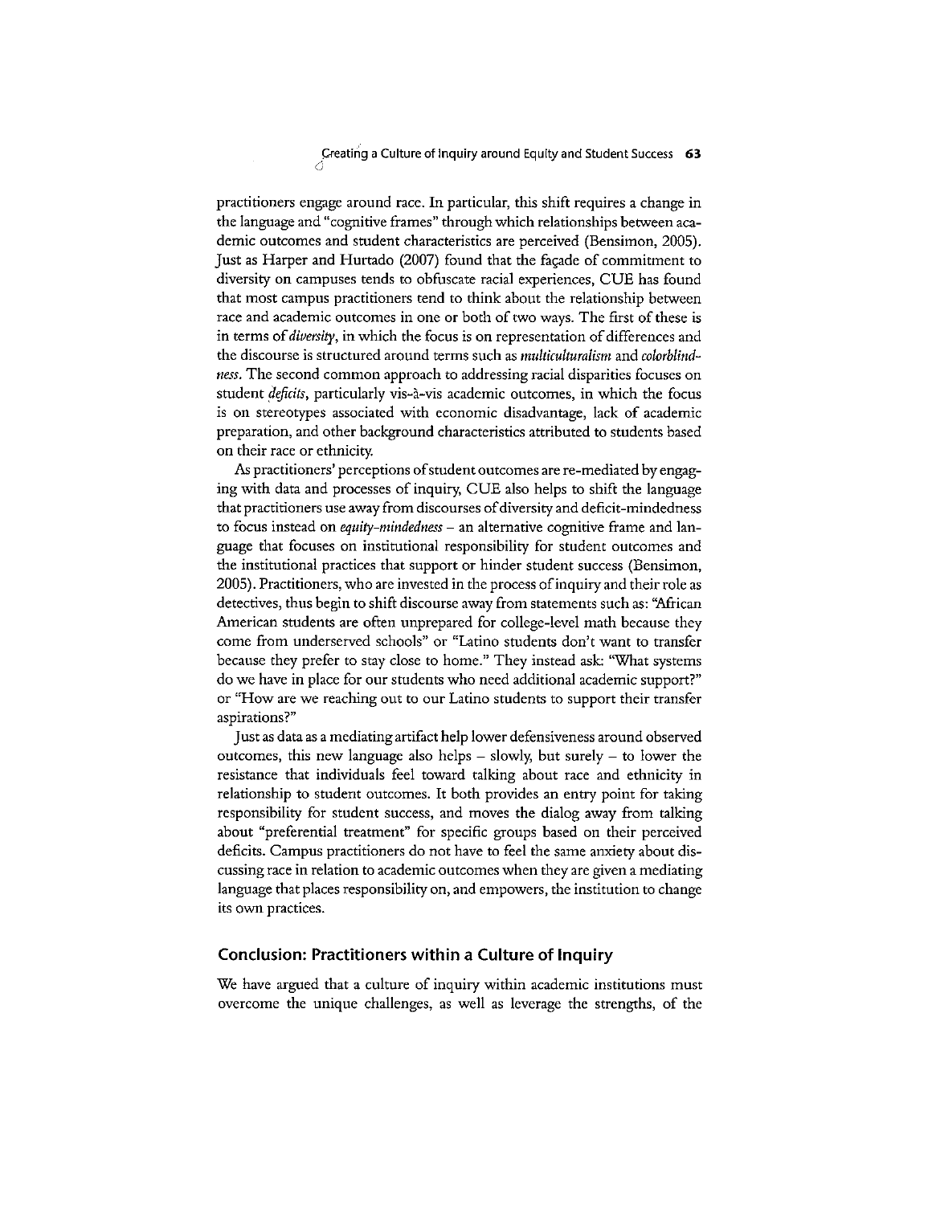practitioners engage around race. In particular, this shift requires a change in the language and "cognitive frames" through which relationships between academic outcomes and student characteristics are perceived (Bensimon, 2005). Just as Harper and Hurtado (2007) found that the façade of commitment to diversity on campuses tends to obfuscate racial experiences, CUE has found that most campus practitioners tend to think about the relationship between race and academic outcomes in one or both of two ways. The first of these is in terms of *diversity*, in which the focus is on representation of differences and the discourse is structured around terms such as *multiculturalism* and *colorblindness*. The second common approach to addressing racial disparities focuses on student *deficits*, particularly vis-à-vis academic outcomes, in which the focus is on stereotypes associated with economic disadvantage, lack of academic preparation, and other background characteristics attributed to students based on their race or ethnicity.

As practitioners' perceptions of student outcomes are re-mediated by engaging with data and processes of inquiry, CUE also helps to shift the language that practitioners use away from discourses of diversity and deficit-mindedness to focus instead on *equity-mindedness* – an alternative cognitive frame and language that focuses on institutional responsibility for student outcomes and the institutional practices that support or hinder student success (Bensimon, 2005). Practitioners, who are invested in the process of inquiry and their role as detectives, thus begin to shift discourse away from statements such as: "African American students are often unprepared for college-level math because they come from underserved schools" or "Latino students don't want to transfer because they prefer to stay close to home." They instead ask: "What systems do we have in place for our students who need additional academic support?" or "How are we reaching out to our Latino students to support their transfer aspirations?"

Just as data as a mediating artifact help lower defensiveness around observed outcomes, this new language also helps – slowly, but surely – to lower the resistance that individuals feel toward talking about race and ethnicity in relationship to student outcomes. It both provides an entry point for taking responsibility for student success, and moves the dialog away from talking about "preferential treatment" for specific groups based on their perceived deficits. Campus practitioners do not have to feel the same anxiety about discussing race in relation to academic outcomes when they are given a mediating language that places responsibility on, and empowers, the institution to change its own practices.

## Conclusion: Practitioners within a Culture of Inquiry

We have argued that a culture of inquiry within academic institutions must overcome the unique challenges, as well as leverage the strengths, of the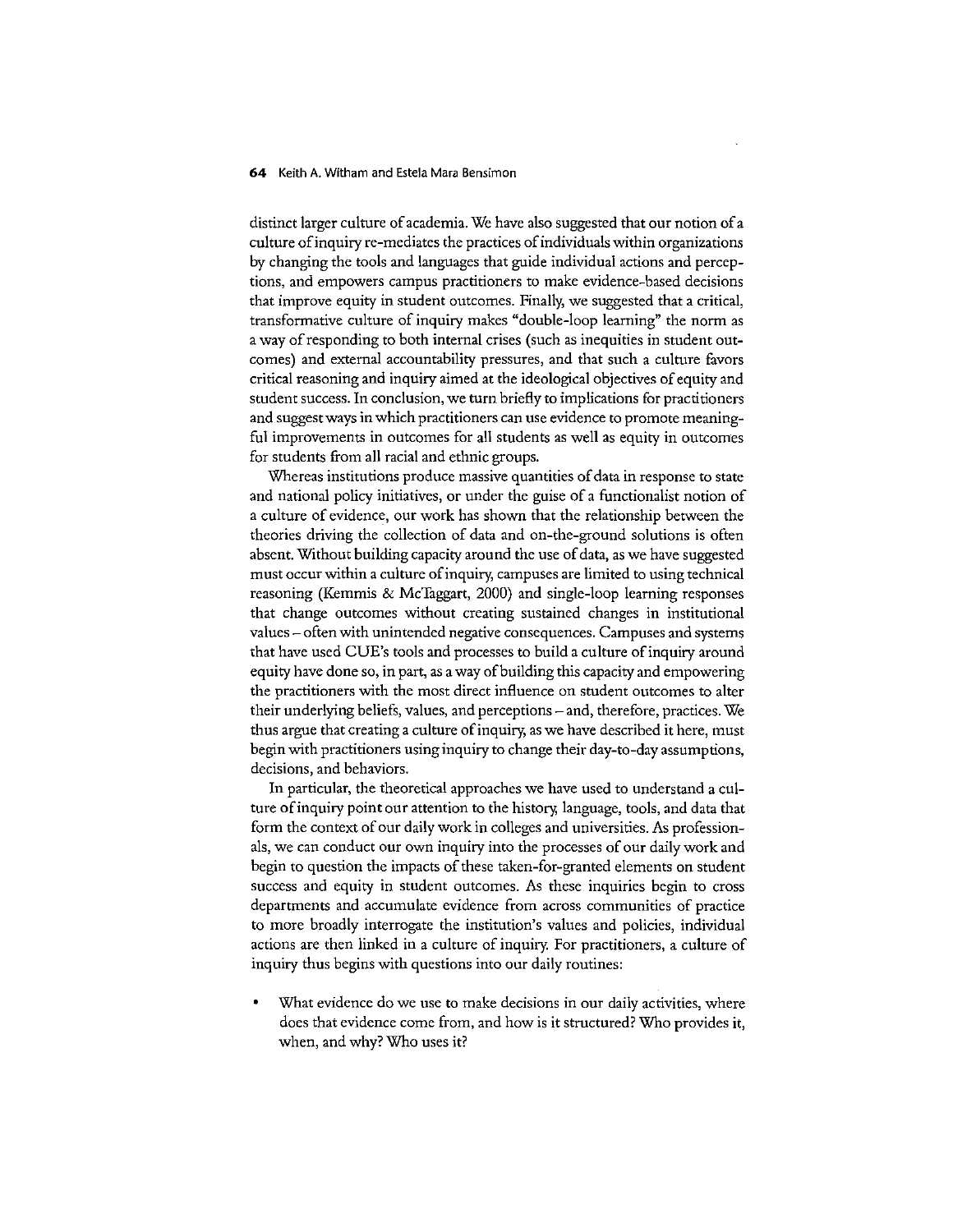distinct larger culture of academia. We have also suggested that our notion of a culture of inquiry re-mediates the practices of individuals within organizations by changing the tools and languages that guide individual actions and perceptions, and empowers campus practitioners to make evidence-based decisions that improve equity in student outcomes. Finally, we suggested that a critical, transformative culture of inquiry makes "double-loop learning" the norm as a way of responding to both internal crises (such as inequities in student outcomes) and external accountability pressures, and that such a culture favors critical reasoning and inquiry aimed at the ideological objectives of equity and student success. In conclusion, we turn briefly to implications for practitioners and suggest ways in which practitioners can use evidence to promote meaningful improvements in outcomes for all students as well as equity in outcomes for students from all racial and ethnic groups.

Whereas institutions produce massive quantities of data in response to state and national policy initiatives, or under the guise of a functionalist notion of a culture of evidence, our work has shown that the relationship between the theories driving the collection of data and on-the-ground solutions is often absent. Without building capacity around the use of data, as we have suggested must occur within a culture of inquiry, campuses are limited to using technical reasoning (Kemmis & McTaggart, 2000) and single-loop learning responses that change outcomes without creating sustained changes in institutional values – often with unintended negative consequences. Campuses and systems that have used CUE's tools and processes to build a culture of inquiry around equity have done so, in part, as a way of building this capacity and empowering the practitioners with the most direct influence on student outcomes to alter their underlying beliefs, values, and perceptions – and, therefore, practices. We thus argue that creating a culture of inquiry, as we have described it here, must begin with practitioners using inquiry to change their day-to-day assumptions, decisions, and behaviors.

In particular, the theoretical approaches we have used to understand a culture of inquiry point our attention to the history, language, tools, and data that form the context of our daily work in colleges and universities. As professionals, we can conduct our own inquiry into the processes of our daily work and begin to question the impacts of these taken-for-granted elements on student success and equity in student outcomes. As these inquiries begin to cross departments and accumulate evidence from across communities of practice to more broadly interrogate the institution's values and policies, individual actions are then linked in a culture of inquiry. For practitioners, a culture of inquiry thus begins with questions into our daily routines:

- What evidence do we use to make decisions in our daily activities, where does that evidence come from, and how is it structured? Who provides it, when, and why? Who uses it?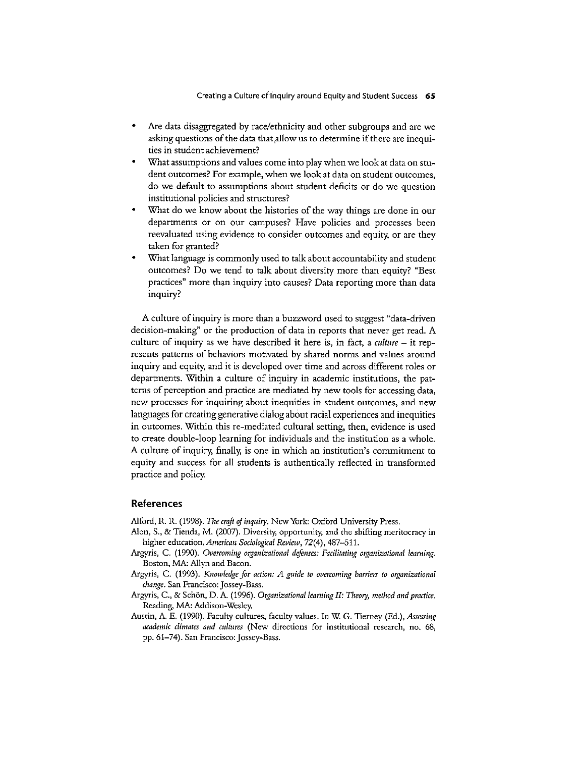- Are data disaggregated by race/ethnicity and other subgroups and are we asking questions of the data that allow us to determine if there are inequities in student achievement?
- What assumptions and values come into play when we look at data on student outcomes? For example, when we look at data on student outcomes, do we default to assumptions about student deficits or do we question institutional policies and structures?
- What do we know about the histories of the way things are done in our departments or on our campuses? Have policies and processes been reevaluated using evidence to consider outcomes and equity, or are they taken for granted?
- What language is commonly used to talk about accountability and student outcomes? Do we tend to talk about diversity more than equity? "Best practices" more than inquiry into causes? Data reporting more than data inquiry?

A culture of inquiry is more than a buzzword used to suggest "data-driven decision-making" or the production of data in reports that never get read. A culture of inquiry as we have described it here is, in fact, a *culture* – it represents patterns of behaviors motivated by shared norms and values around inquiry and equity, and it is developed over time and across different roles or departments. Within a culture of inquiry in academic institutions, the patterns of perception and practice are mediated by new tools for accessing data, new processes for inquiring about inequities in student outcomes, and new languages for creating generative dialog about racial experiences and inequities in outcomes. Within this re-mediated cultural setting, then, evidence is used to create double-loop learning for individuals and the institution as a whole. A culture of inquiry, finally, is one in which an institution's commitment to equity and success for all students is authentically reflected in transformed practice and policy.

## References

Alford, R. R. (1998). *The craft of inquiry*. New York: Oxford University Press.

Alon, S., & Tienda, M. (2007). Diversity, opportunity, and the shifting meritocracy in higher education. *American Sociological Review*, *72*(4), 487–511.

Argyris, C. (1990). *Overcoming organizational defenses: Facilitating organizational learning*. Boston, MA: Allyn and Bacon.

Argyris, C. (1993). *Knowledge for action: A guide to overcoming barriers to organizational change*. San Francisco: Jossey-Bass.

Argyris, C., & Schön, D. A. (1996). *Organizational learning II: Theory, method and practice*. Reading, MA: Addison-Wesley.

Austin, A. E. (1990). Faculty cultures, faculty values. In W. G. Tierney (Ed.), *Assessing academic climates and cultures* (New directions for institutional research, no. 68, pp. 61–74). San Francisco: Jossey-Bass.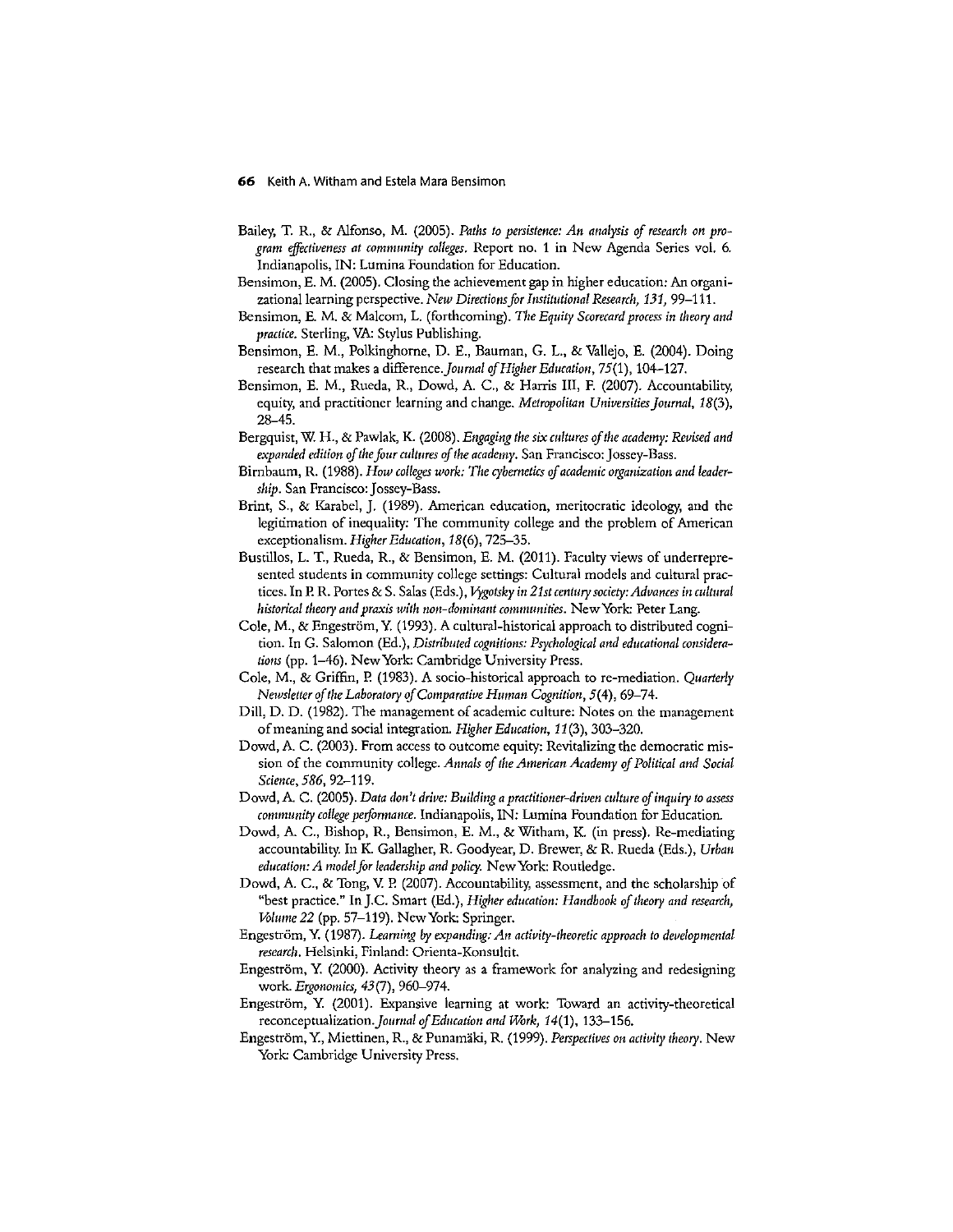Bailey, T. R., & Alfonso, M. (2005). *Paths to persistence: An analysis of research on program effectiveness at community colleges*. Report no. 1 in New Agenda Series vol. 6. Indianapolis, IN: Lumina Foundation for Education.

Bensimon, E. M. (2005). Closing the achievement gap in higher education: An organizational learning perspective. *New Directions for Institutional Research, 131*, 99–111.

Bensimon, E. M. & Malcom, L. (forthcoming). *The Equity Scorecard process in theory and practice*. Sterling, VA: Stylus Publishing.

Bensimon, E. M., Polkinghorne, D. E., Bauman, G. L., & Vallejo, E. (2004). Doing research that makes a difference. *Journal of Higher Education, 75*(1), 104–127.

Bensimon, E. M., Rueda, R., Dowd, A. C., & Harris III, F. (2007). Accountability, equity, and practitioner learning and change. *Metropolitan Universities Journal, 18*(3), 28–45.

Bergquist, W. H., & Pawlak, K. (2008). *Engaging the six cultures of the academy: Revised and expanded edition of the four cultures of the academy*. San Francisco: Jossey-Bass.

Birnbaum, R. (1988). *How colleges work: The cybernetics of academic organization and leadership*. San Francisco: Jossey-Bass.

Brint, S., & Karabel, J. (1989). American education, meritocratic ideology, and the legitimation of inequality: The community college and the problem of American exceptionalism. *Higher Education, 18*(6), 725–35.

Bustillos, L. T., Rueda, R., & Bensimon, E. M. (2011). Faculty views of underrepresented students in community college settings: Cultural models and cultural practices. In P. R. Portes & S. Salas (Eds.), *Vygotsky in 21st century society: Advances in cultural historical theory and praxis with non-dominant communities*. New York: Peter Lang.

Cole, M., & Engeström, Y. (1993). A cultural-historical approach to distributed cognition. In G. Salomon (Ed.), *Distributed cognitions: Psychological and educational considerations* (pp. 1–46). New York: Cambridge University Press.

Cole, M., & Griffin, P. (1983). A socio-historical approach to re-mediation. *Quarterly Newsletter of the Laboratory of Comparative Human Cognition, 5*(4), 69–74.

Dill, D. D. (1982). The management of academic culture: Notes on the management of meaning and social integration. *Higher Education, 11*(3), 303–320.

Dowd, A. C. (2003). From access to outcome equity: Revitalizing the democratic mission of the community college. *Annals of the American Academy of Political and Social Science, 586*, 92–119.

Dowd, A. C. (2005). *Data don't drive: Building a practitioner-driven culture of inquiry to assess community college performance*. Indianapolis, IN: Lumina Foundation for Education.

Dowd, A. C., Bishop, R., Bensimon, E. M., & Witham, K. (in press). Re-mediating accountability. In K. Gallagher, R. Goodyear, D. Brewer, & R. Rueda (Eds.), *Urban education: A model for leadership and policy*. New York: Routledge.

Dowd, A. C., & Tong, V. P. (2007). Accountability, assessment, and the scholarship of "best practice." In J.C. Smart (Ed.), *Higher education: Handbook of theory and research, Volume 22* (pp. 57–119). New York: Springer.

Engeström, Y. (1987). *Learning by expanding: An activity-theoretic approach to developmental research*. Helsinki, Finland: Orienta-Konsultit.

Engeström, Y. (2000). Activity theory as a framework for analyzing and redesigning work. *Ergonomics, 43*(7), 960–974.

Engeström, Y. (2001). Expansive learning at work: Toward an activity-theoretical reconceptualization. *Journal of Education and Work, 14*(1), 133–156.

Engeström, Y., Miettinen, R., & Punamäki, R. (1999). *Perspectives on activity theory*. New York: Cambridge University Press.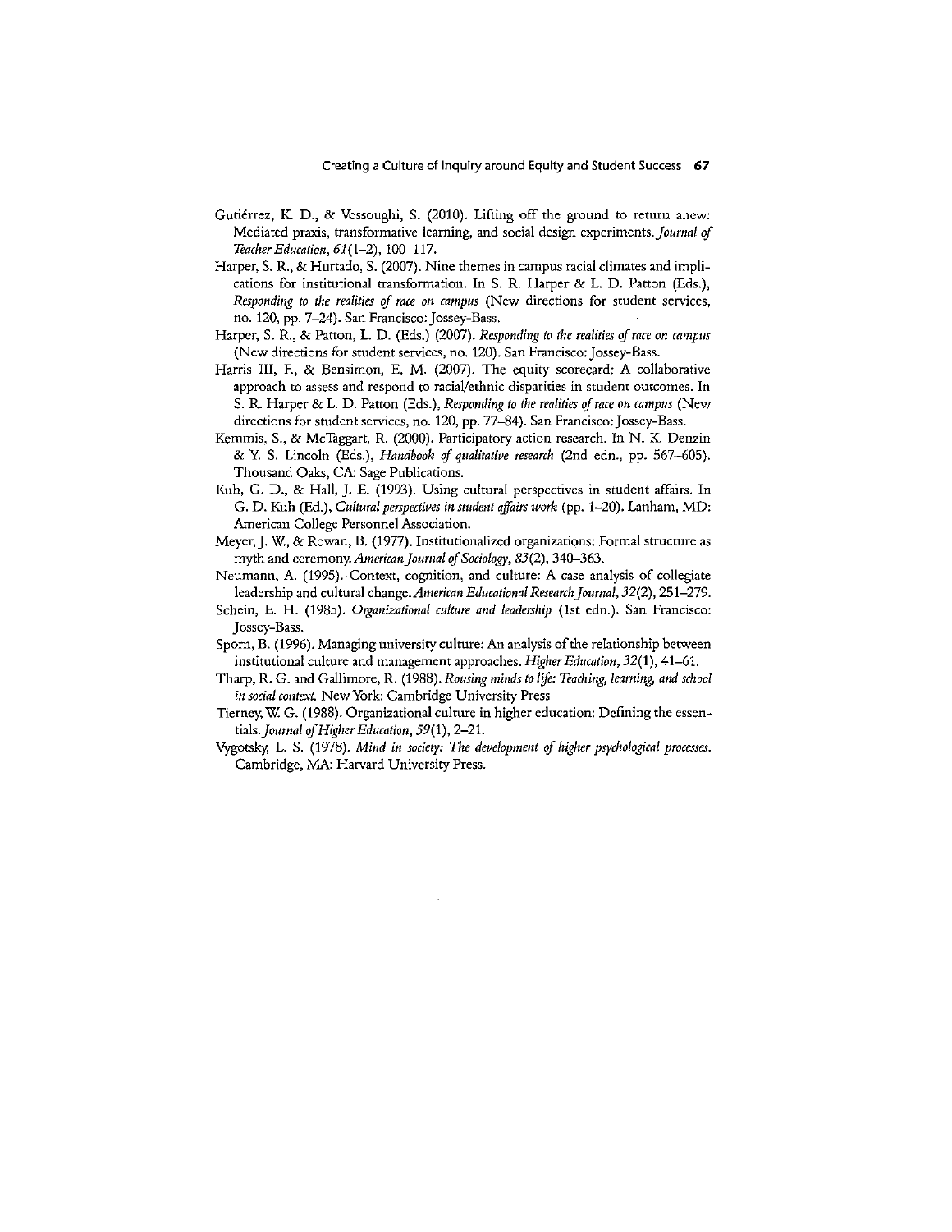Gutiérrez, K. D., & Vossoughi, S. (2010). Lifting off the ground to return anew: Mediated praxis, transformative learning, and social design experiments. *Journal of Teacher Education, 61*(1–2), 100–117.

Harper, S. R., & Hurtado, S. (2007). Nine themes in campus racial climates and implications for institutional transformation. In S. R. Harper & L. D. Patton (Eds.), *Responding to the realities of race on campus* (New directions for student services, no. 120, pp. 7–24). San Francisco: Jossey-Bass.

Harper, S. R., & Patton, L. D. (Eds.) (2007). *Responding to the realities of race on campus* (New directions for student services, no. 120). San Francisco: Jossey-Bass.

Harris III, F., & Bensimon, E. M. (2007). The equity scorecard: A collaborative approach to assess and respond to racial/ethnic disparities in student outcomes. In S. R. Harper & L. D. Patton (Eds.), *Responding to the realities of race on campus* (New directions for student services, no. 120, pp. 77–84). San Francisco: Jossey-Bass.

Kemmis, S., & McTaggart, R. (2000). Participatory action research. In N. K. Denzin & Y. S. Lincoln (Eds.), *Handbook of qualitative research* (2nd edn., pp. 567–605). Thousand Oaks, CA: Sage Publications.

Kuh, G. D., & Hall, J. E. (1993). Using cultural perspectives in student affairs. In G. D. Kuh (Ed.), *Cultural perspectives in student affairs work* (pp. 1–20). Lanham, MD: American College Personnel Association.

Meyer, J. W., & Rowan, B. (1977). Institutionalized organizations: Formal structure as myth and ceremony. *American Journal of Sociology, 83*(2), 340–363.

Neumann, A. (1995). Context, cognition, and culture: A case analysis of collegiate leadership and cultural change. *American Educational Research Journal, 32*(2), 251–279.

Schein, E. H. (1985). *Organizational culture and leadership* (1st edn.). San Francisco: Jossey-Bass.

Sporn, B. (1996). Managing university culture: An analysis of the relationship between institutional culture and management approaches. *Higher Education, 32*(1), 41–61.

Tharp, R. G. and Gallimore, R. (1988). *Rousing minds to life: Teaching, learning, and school in social context.* New York: Cambridge University Press

Tierney, W. G. (1988). Organizational culture in higher education: Defining the essentials. *Journal of Higher Education, 59*(1), 2–21.

Vygotsky, L. S. (1978). *Mind in society: The development of higher psychological processes.* Cambridge, MA: Harvard University Press.